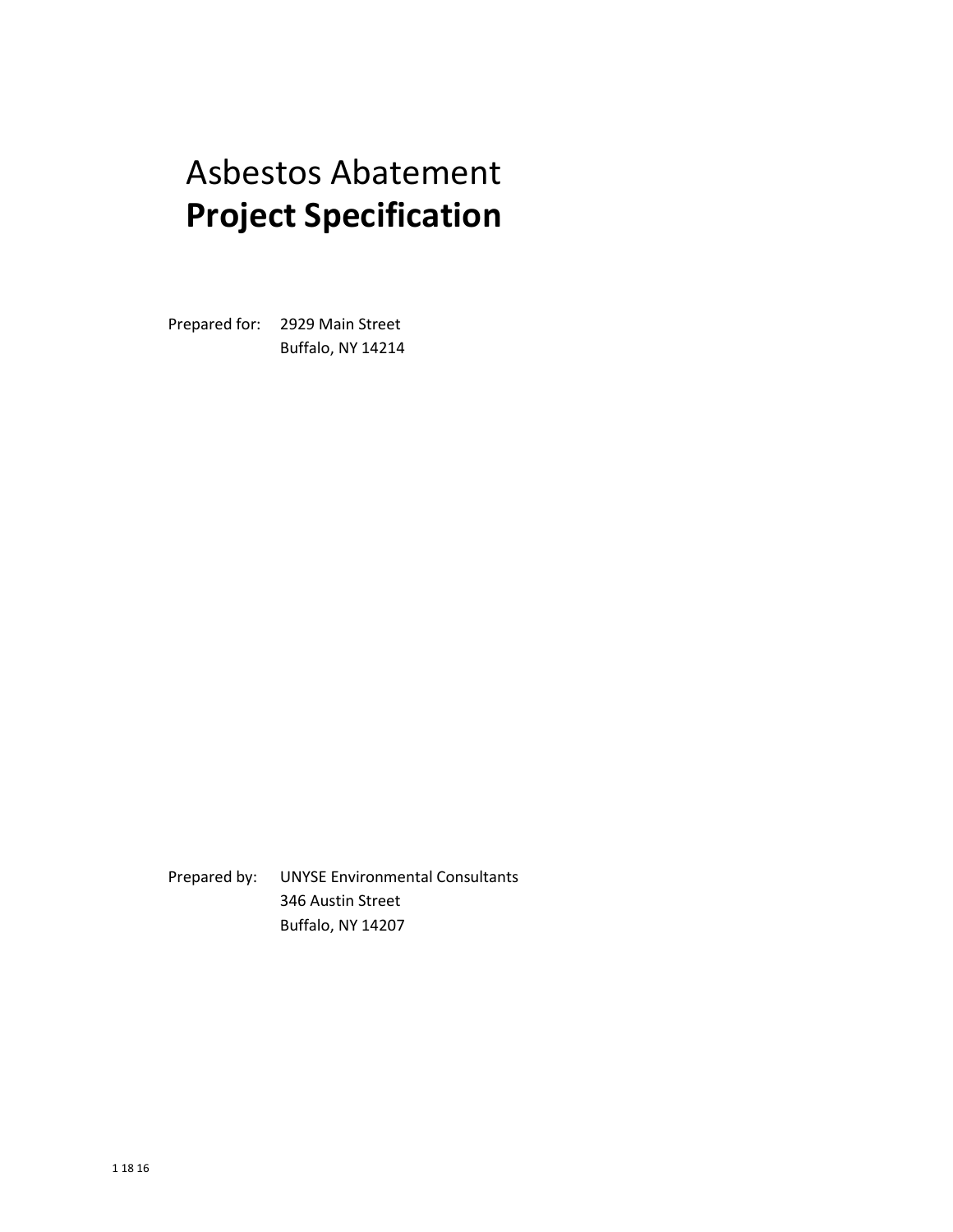# Asbestos Abatement
# **Project Specification**

Prepared for: 2929 Main Street
Buffalo, NY 14214

Prepared by: UNYSE Environmental Consultants
346 Austin Street
Buffalo, NY 14207

1 18 16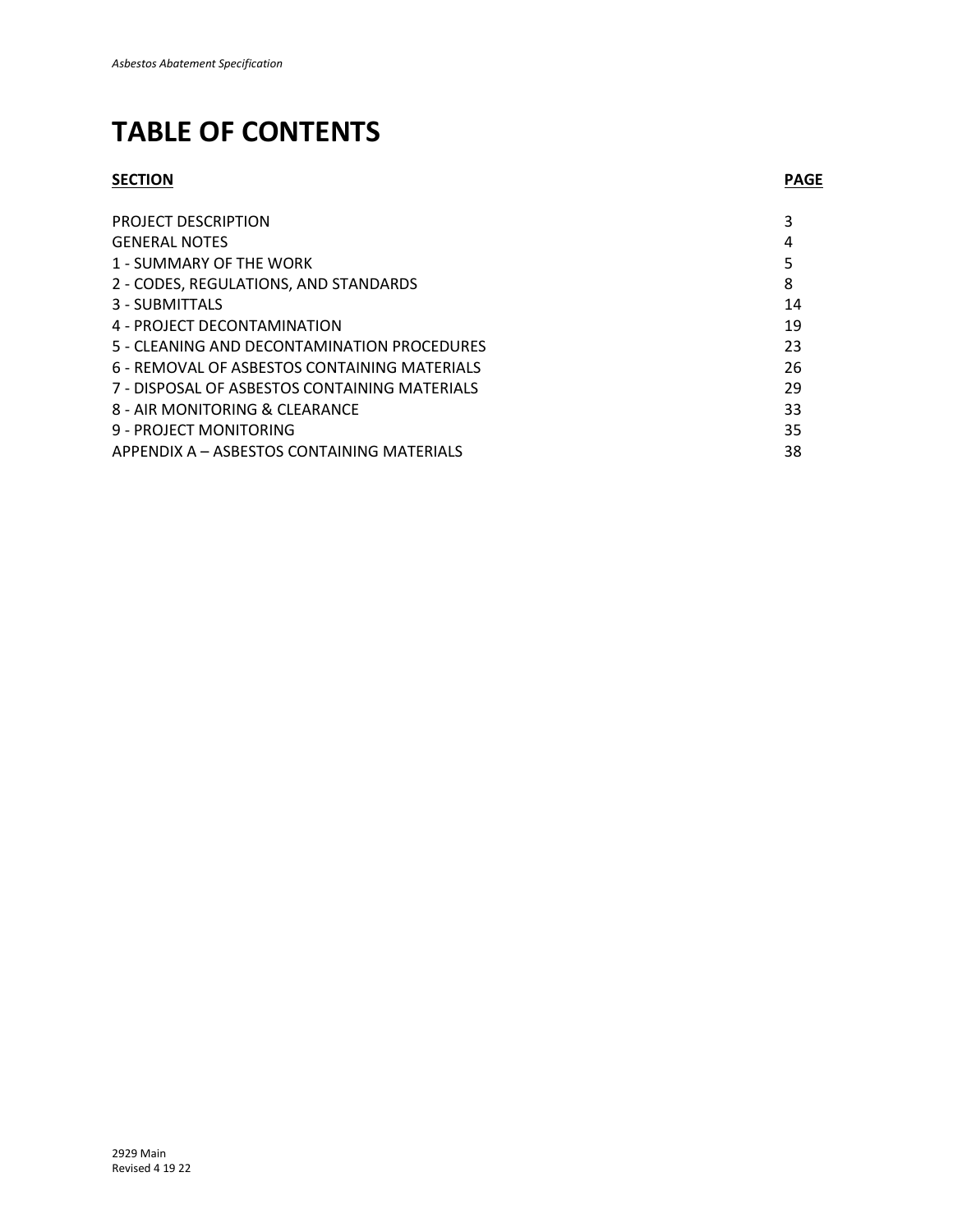# TABLE OF CONTENTS

| **SECTION** | **PAGE** |
|---|---|
| PROJECT DESCRIPTION | 3 |
| GENERAL NOTES | 4 |
| 1 - SUMMARY OF THE WORK | 5 |
| 2 - CODES, REGULATIONS, AND STANDARDS | 8 |
| 3 - SUBMITTALS | 14 |
| 4 - PROJECT DECONTAMINATION | 19 |
| 5 - CLEANING AND DECONTAMINATION PROCEDURES | 23 |
| 6 - REMOVAL OF ASBESTOS CONTAINING MATERIALS | 26 |
| 7 - DISPOSAL OF ASBESTOS CONTAINING MATERIALS | 29 |
| 8 - AIR MONITORING & CLEARANCE | 33 |
| 9 - PROJECT MONITORING | 35 |
| APPENDIX A – ASBESTOS CONTAINING MATERIALS | 38 |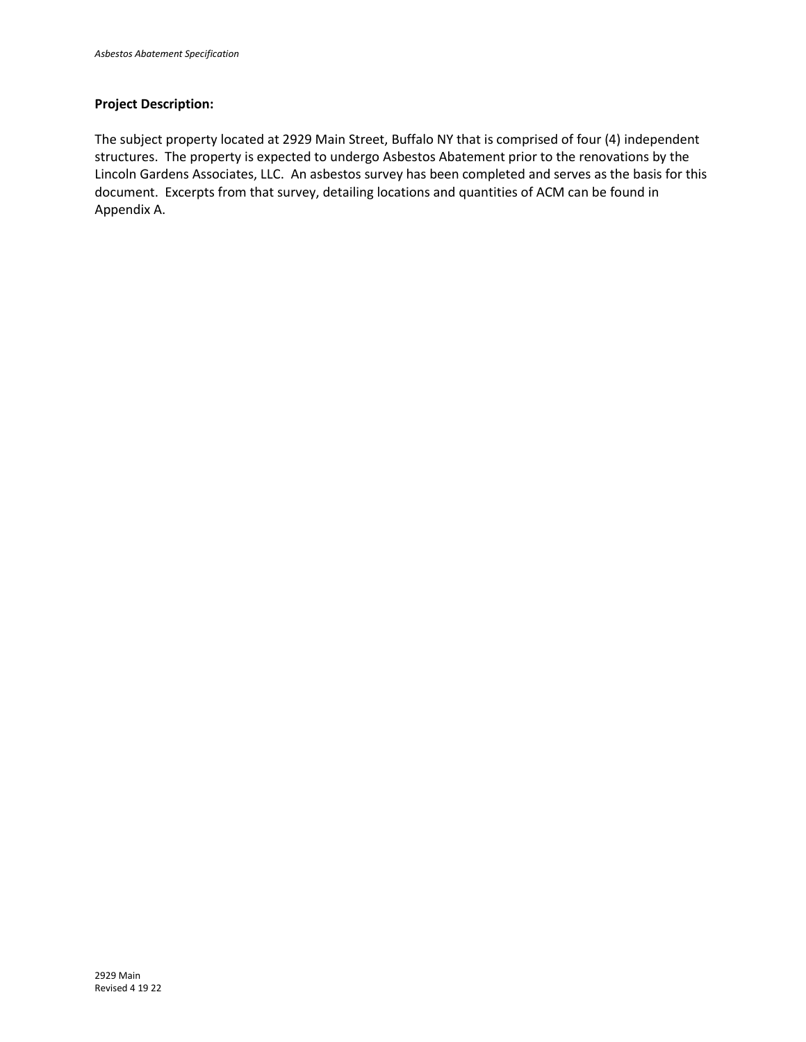**Project Description:**

The subject property located at 2929 Main Street, Buffalo NY that is comprised of four (4) independent structures. The property is expected to undergo Asbestos Abatement prior to the renovations by the Lincoln Gardens Associates, LLC. An asbestos survey has been completed and serves as the basis for this document. Excerpts from that survey, detailing locations and quantities of ACM can be found in Appendix A.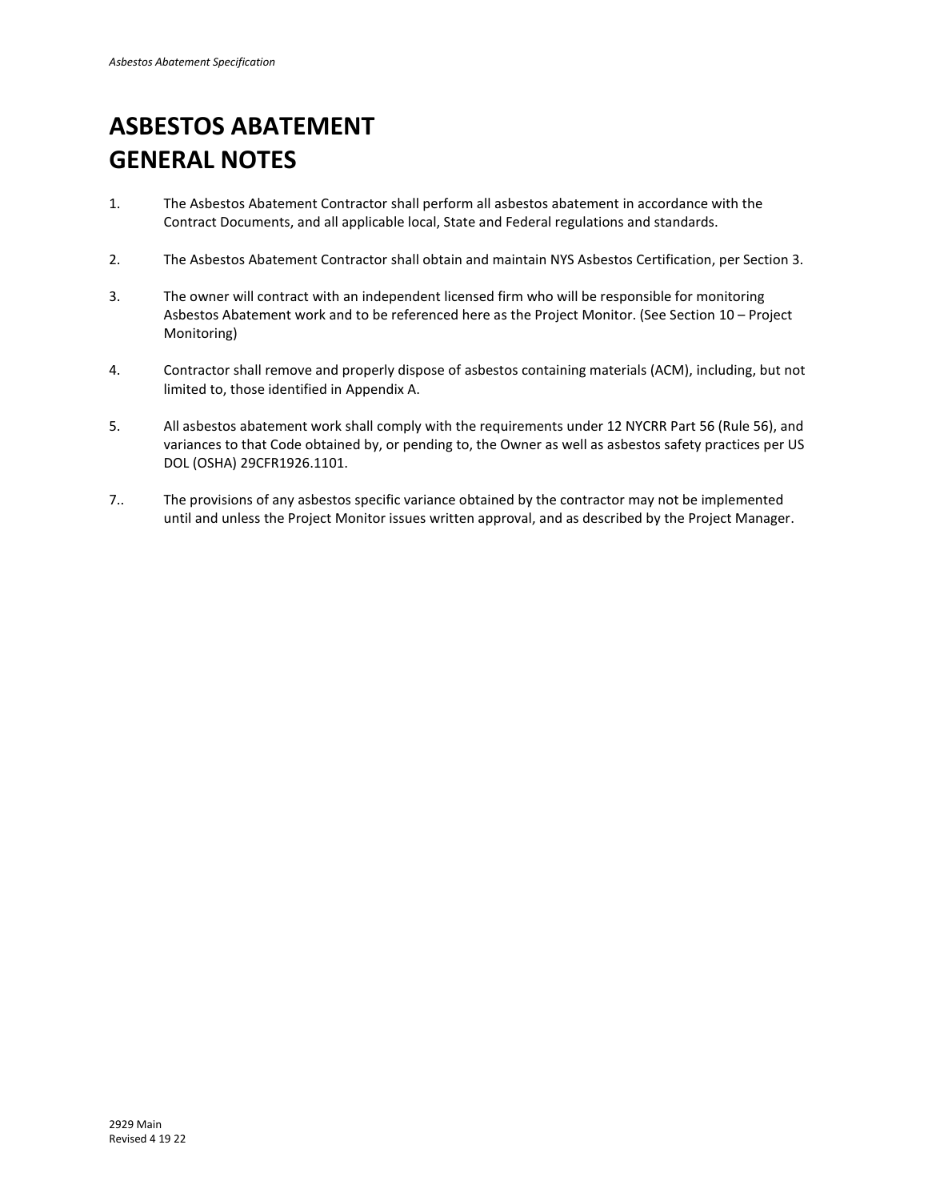# ASBESTOS ABATEMENT GENERAL NOTES

1. The Asbestos Abatement Contractor shall perform all asbestos abatement in accordance with the Contract Documents, and all applicable local, State and Federal regulations and standards.

2. The Asbestos Abatement Contractor shall obtain and maintain NYS Asbestos Certification, per Section 3.

3. The owner will contract with an independent licensed firm who will be responsible for monitoring Asbestos Abatement work and to be referenced here as the Project Monitor. (See Section 10 – Project Monitoring)

4. Contractor shall remove and properly dispose of asbestos containing materials (ACM), including, but not limited to, those identified in Appendix A.

5. All asbestos abatement work shall comply with the requirements under 12 NYCRR Part 56 (Rule 56), and variances to that Code obtained by, or pending to, the Owner as well as asbestos safety practices per US DOL (OSHA) 29CFR1926.1101.

7.. The provisions of any asbestos specific variance obtained by the contractor may not be implemented until and unless the Project Monitor issues written approval, and as described by the Project Manager.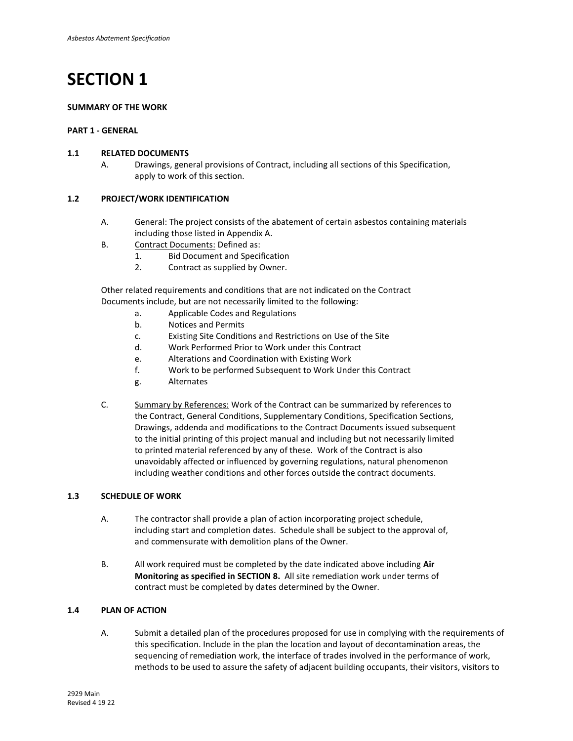# SECTION 1

**SUMMARY OF THE WORK**

**PART 1 - GENERAL**

**1.1 RELATED DOCUMENTS**

A. Drawings, general provisions of Contract, including all sections of this Specification, apply to work of this section.

**1.2 PROJECT/WORK IDENTIFICATION**

A. General: The project consists of the abatement of certain asbestos containing materials including those listed in Appendix A.

B. Contract Documents: Defined as:
   1. Bid Document and Specification
   2. Contract as supplied by Owner.

Other related requirements and conditions that are not indicated on the Contract Documents include, but are not necessarily limited to the following:
   a. Applicable Codes and Regulations
   b. Notices and Permits
   c. Existing Site Conditions and Restrictions on Use of the Site
   d. Work Performed Prior to Work under this Contract
   e. Alterations and Coordination with Existing Work
   f. Work to be performed Subsequent to Work Under this Contract
   g. Alternates

C. Summary by References: Work of the Contract can be summarized by references to the Contract, General Conditions, Supplementary Conditions, Specification Sections, Drawings, addenda and modifications to the Contract Documents issued subsequent to the initial printing of this project manual and including but not necessarily limited to printed material referenced by any of these. Work of the Contract is also unavoidably affected or influenced by governing regulations, natural phenomenon including weather conditions and other forces outside the contract documents.

**1.3 SCHEDULE OF WORK**

A. The contractor shall provide a plan of action incorporating project schedule, including start and completion dates. Schedule shall be subject to the approval of, and commensurate with demolition plans of the Owner.

B. All work required must be completed by the date indicated above including **Air Monitoring as specified in SECTION 8.** All site remediation work under terms of contract must be completed by dates determined by the Owner.

**1.4 PLAN OF ACTION**

A. Submit a detailed plan of the procedures proposed for use in complying with the requirements of this specification. Include in the plan the location and layout of decontamination areas, the sequencing of remediation work, the interface of trades involved in the performance of work, methods to be used to assure the safety of adjacent building occupants, their visitors, visitors to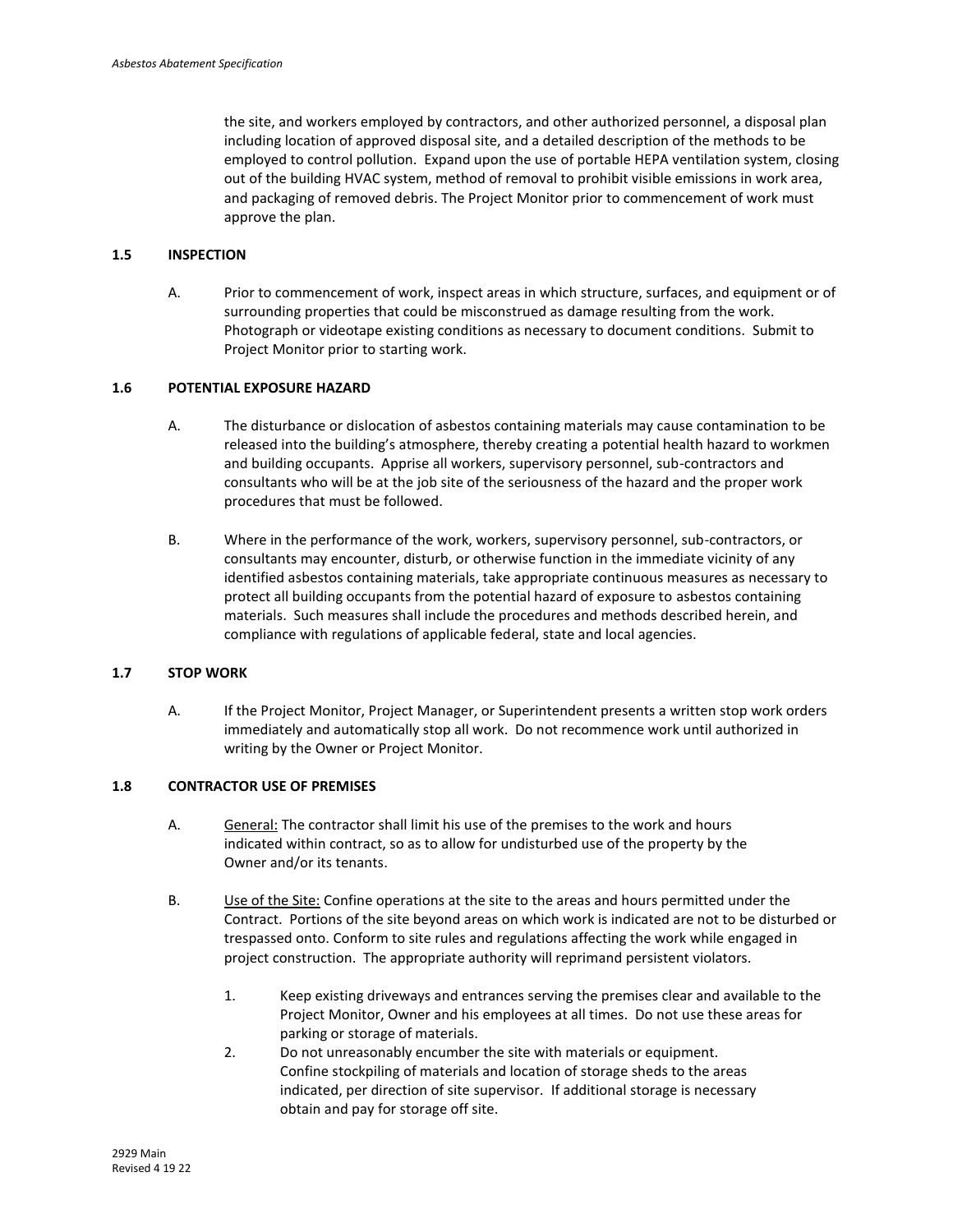the site, and workers employed by contractors, and other authorized personnel, a disposal plan including location of approved disposal site, and a detailed description of the methods to be employed to control pollution. Expand upon the use of portable HEPA ventilation system, closing out of the building HVAC system, method of removal to prohibit visible emissions in work area, and packaging of removed debris. The Project Monitor prior to commencement of work must approve the plan.

### 1.5 INSPECTION

A. Prior to commencement of work, inspect areas in which structure, surfaces, and equipment or of surrounding properties that could be misconstrued as damage resulting from the work. Photograph or videotape existing conditions as necessary to document conditions. Submit to Project Monitor prior to starting work.

### 1.6 POTENTIAL EXPOSURE HAZARD

A. The disturbance or dislocation of asbestos containing materials may cause contamination to be released into the building's atmosphere, thereby creating a potential health hazard to workmen and building occupants. Apprise all workers, supervisory personnel, sub-contractors and consultants who will be at the job site of the seriousness of the hazard and the proper work procedures that must be followed.

B. Where in the performance of the work, workers, supervisory personnel, sub-contractors, or consultants may encounter, disturb, or otherwise function in the immediate vicinity of any identified asbestos containing materials, take appropriate continuous measures as necessary to protect all building occupants from the potential hazard of exposure to asbestos containing materials. Such measures shall include the procedures and methods described herein, and compliance with regulations of applicable federal, state and local agencies.

### 1.7 STOP WORK

A. If the Project Monitor, Project Manager, or Superintendent presents a written stop work orders immediately and automatically stop all work. Do not recommence work until authorized in writing by the Owner or Project Monitor.

### 1.8 CONTRACTOR USE OF PREMISES

A. <u>General:</u> The contractor shall limit his use of the premises to the work and hours indicated within contract, so as to allow for undisturbed use of the property by the Owner and/or its tenants.

B. <u>Use of the Site:</u> Confine operations at the site to the areas and hours permitted under the Contract. Portions of the site beyond areas on which work is indicated are not to be disturbed or trespassed onto. Conform to site rules and regulations affecting the work while engaged in project construction. The appropriate authority will reprimand persistent violators.

1. Keep existing driveways and entrances serving the premises clear and available to the Project Monitor, Owner and his employees at all times. Do not use these areas for parking or storage of materials.
2. Do not unreasonably encumber the site with materials or equipment. Confine stockpiling of materials and location of storage sheds to the areas indicated, per direction of site supervisor. If additional storage is necessary obtain and pay for storage off site.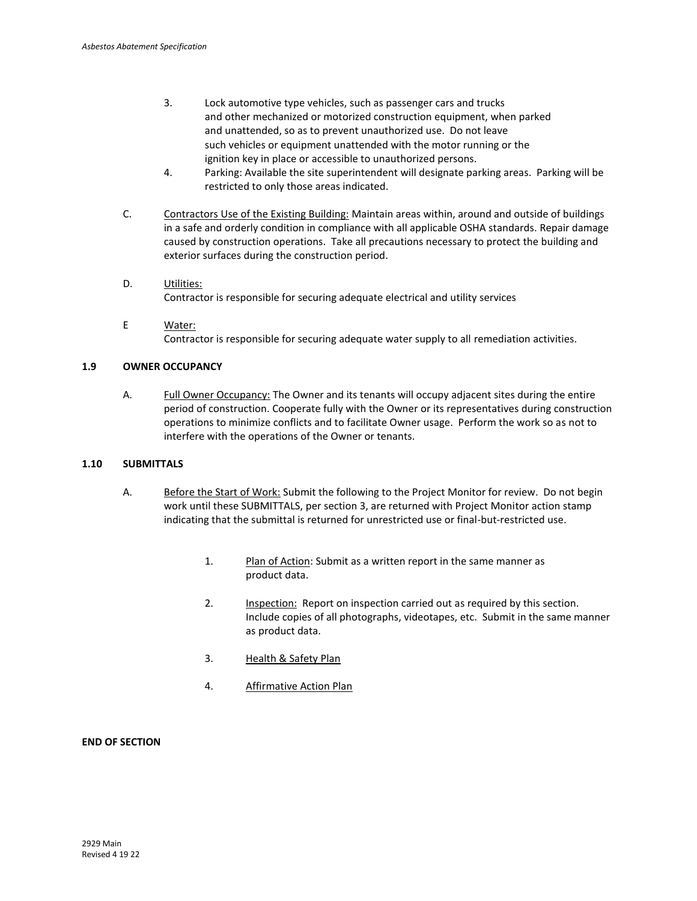3. Lock automotive type vehicles, such as passenger cars and trucks and other mechanized or motorized construction equipment, when parked and unattended, so as to prevent unauthorized use. Do not leave such vehicles or equipment unattended with the motor running or the ignition key in place or accessible to unauthorized persons.
4. Parking: Available the site superintendent will designate parking areas. Parking will be restricted to only those areas indicated.

C. Contractors Use of the Existing Building: Maintain areas within, around and outside of buildings in a safe and orderly condition in compliance with all applicable OSHA standards. Repair damage caused by construction operations. Take all precautions necessary to protect the building and exterior surfaces during the construction period.

D. Utilities:
Contractor is responsible for securing adequate electrical and utility services

E Water:
Contractor is responsible for securing adequate water supply to all remediation activities.

**1.9 OWNER OCCUPANCY**

A. Full Owner Occupancy: The Owner and its tenants will occupy adjacent sites during the entire period of construction. Cooperate fully with the Owner or its representatives during construction operations to minimize conflicts and to facilitate Owner usage. Perform the work so as not to interfere with the operations of the Owner or tenants.

**1.10 SUBMITTALS**

A. Before the Start of Work: Submit the following to the Project Monitor for review. Do not begin work until these SUBMITTALS, per section 3, are returned with Project Monitor action stamp indicating that the submittal is returned for unrestricted use or final-but-restricted use.

1. Plan of Action: Submit as a written report in the same manner as product data.
2. Inspection: Report on inspection carried out as required by this section. Include copies of all photographs, videotapes, etc. Submit in the same manner as product data.
3. Health & Safety Plan
4. Affirmative Action Plan

**END OF SECTION**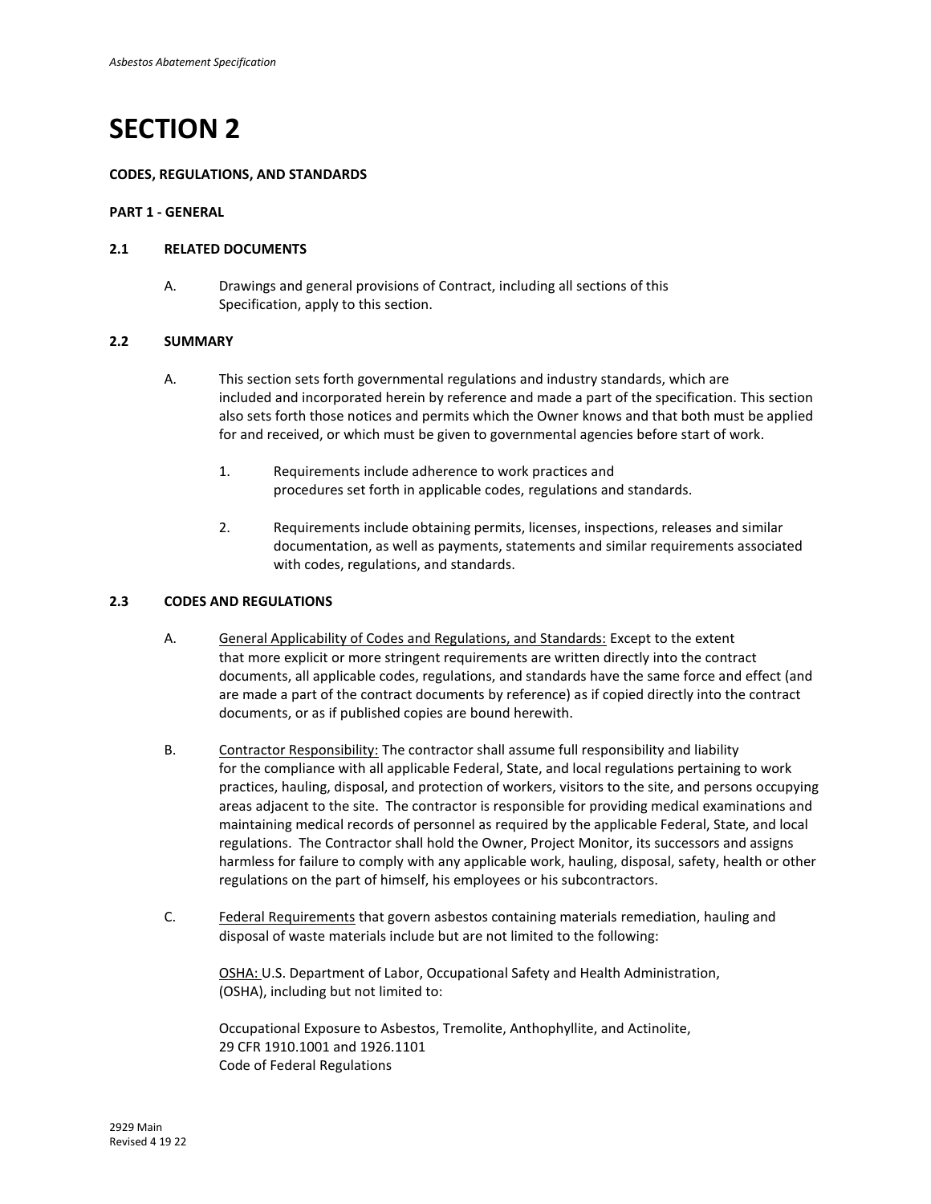# SECTION 2

**CODES, REGULATIONS, AND STANDARDS**

**PART 1 - GENERAL**

### 2.1 RELATED DOCUMENTS

A. Drawings and general provisions of Contract, including all sections of this Specification, apply to this section.

### 2.2 SUMMARY

A. This section sets forth governmental regulations and industry standards, which are included and incorporated herein by reference and made a part of the specification. This section also sets forth those notices and permits which the Owner knows and that both must be applied for and received, or which must be given to governmental agencies before start of work.

1. Requirements include adherence to work practices and procedures set forth in applicable codes, regulations and standards.

2. Requirements include obtaining permits, licenses, inspections, releases and similar documentation, as well as payments, statements and similar requirements associated with codes, regulations, and standards.

### 2.3 CODES AND REGULATIONS

A. <u>General Applicability of Codes and Regulations, and Standards:</u> Except to the extent that more explicit or more stringent requirements are written directly into the contract documents, all applicable codes, regulations, and standards have the same force and effect (and are made a part of the contract documents by reference) as if copied directly into the contract documents, or as if published copies are bound herewith.

B. <u>Contractor Responsibility:</u> The contractor shall assume full responsibility and liability for the compliance with all applicable Federal, State, and local regulations pertaining to work practices, hauling, disposal, and protection of workers, visitors to the site, and persons occupying areas adjacent to the site. The contractor is responsible for providing medical examinations and maintaining medical records of personnel as required by the applicable Federal, State, and local regulations. The Contractor shall hold the Owner, Project Monitor, its successors and assigns harmless for failure to comply with any applicable work, hauling, disposal, safety, health or other regulations on the part of himself, his employees or his subcontractors.

C. <u>Federal Requirements</u> that govern asbestos containing materials remediation, hauling and disposal of waste materials include but are not limited to the following:

<u>OSHA:</u> U.S. Department of Labor, Occupational Safety and Health Administration, (OSHA), including but not limited to:

Occupational Exposure to Asbestos, Tremolite, Anthophyllite, and Actinolite,
29 CFR 1910.1001 and 1926.1101
Code of Federal Regulations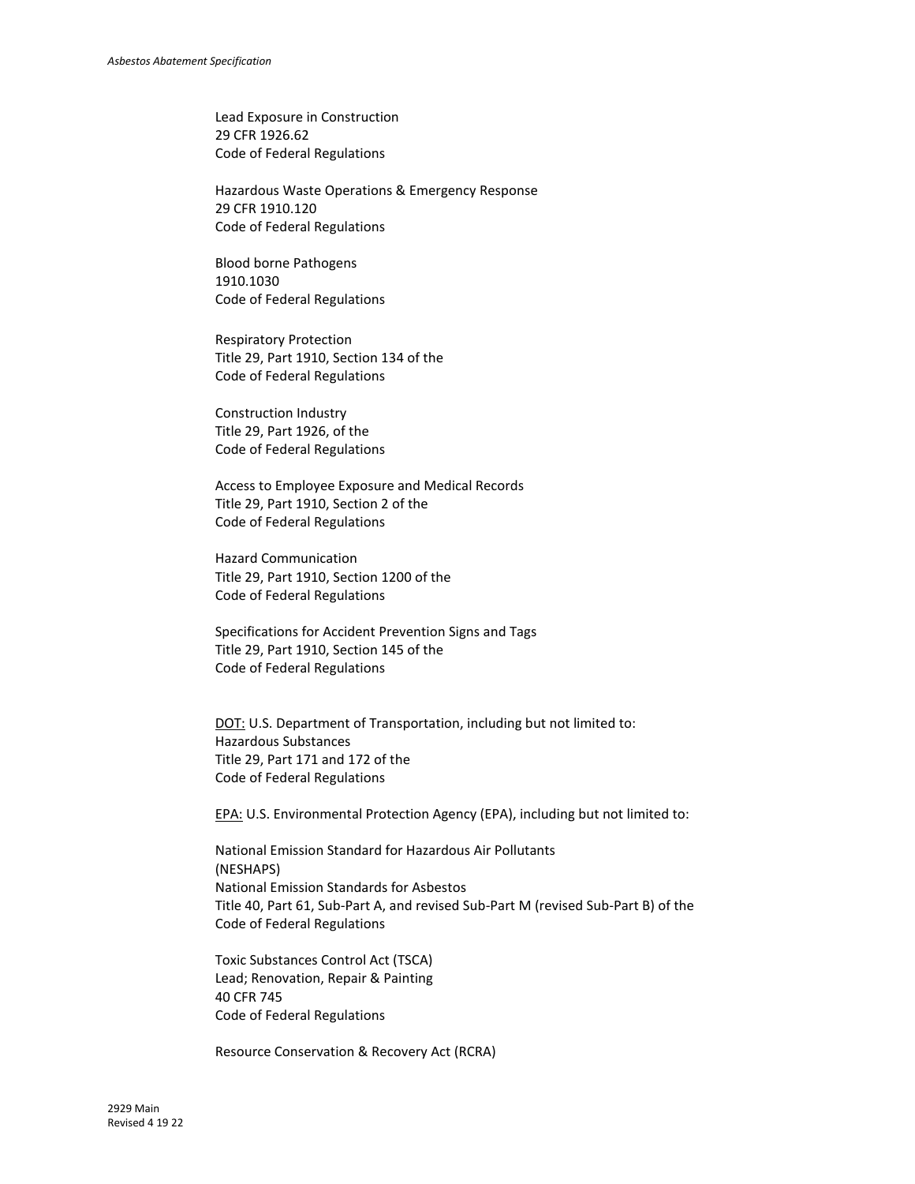Lead Exposure in Construction
29 CFR 1926.62
Code of Federal Regulations

Hazardous Waste Operations & Emergency Response
29 CFR 1910.120
Code of Federal Regulations

Blood borne Pathogens
1910.1030
Code of Federal Regulations

Respiratory Protection
Title 29, Part 1910, Section 134 of the
Code of Federal Regulations

Construction Industry
Title 29, Part 1926, of the
Code of Federal Regulations

Access to Employee Exposure and Medical Records
Title 29, Part 1910, Section 2 of the
Code of Federal Regulations

Hazard Communication
Title 29, Part 1910, Section 1200 of the
Code of Federal Regulations

Specifications for Accident Prevention Signs and Tags
Title 29, Part 1910, Section 145 of the
Code of Federal Regulations

<u>DOT:</u> U.S. Department of Transportation, including but not limited to:
Hazardous Substances
Title 29, Part 171 and 172 of the
Code of Federal Regulations

<u>EPA:</u> U.S. Environmental Protection Agency (EPA), including but not limited to:

National Emission Standard for Hazardous Air Pollutants
(NESHAPS)
National Emission Standards for Asbestos
Title 40, Part 61, Sub-Part A, and revised Sub-Part M (revised Sub-Part B) of the
Code of Federal Regulations

Toxic Substances Control Act (TSCA)
Lead; Renovation, Repair & Painting
40 CFR 745
Code of Federal Regulations

Resource Conservation & Recovery Act (RCRA)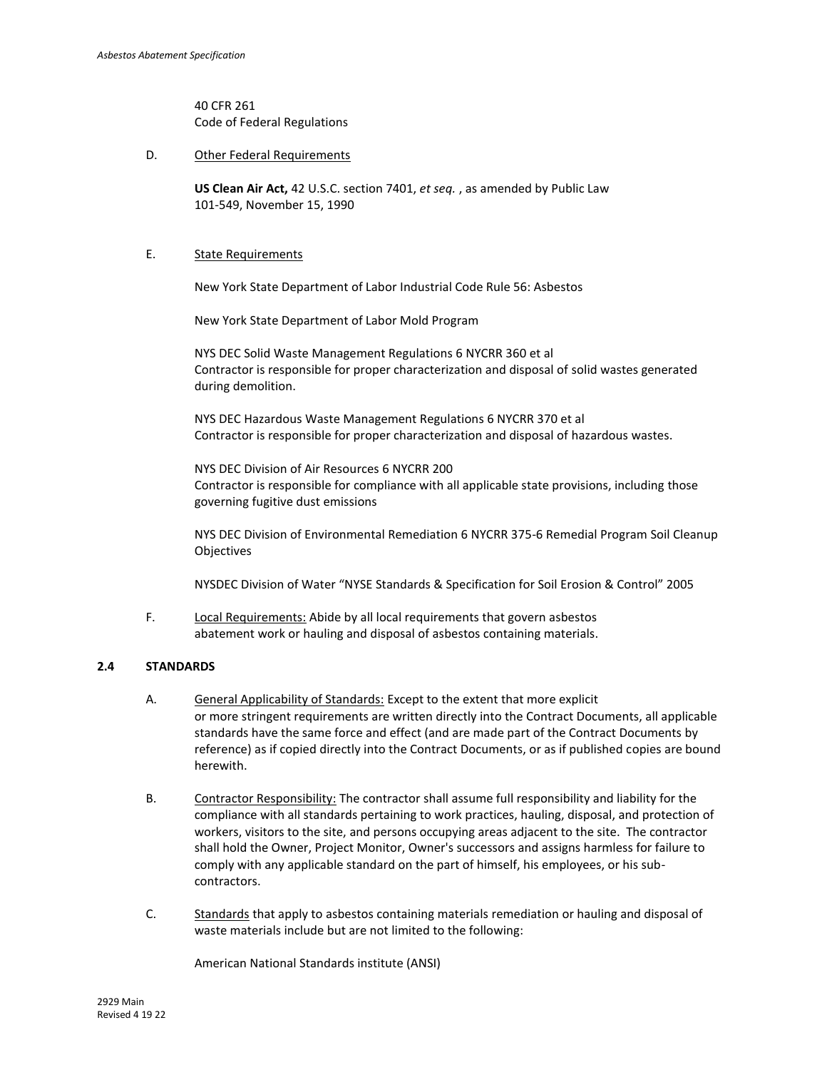40 CFR 261
Code of Federal Regulations

D. Other Federal Requirements

**US Clean Air Act,** 42 U.S.C. section 7401, *et seq.* , as amended by Public Law 101-549, November 15, 1990

E. State Requirements

New York State Department of Labor Industrial Code Rule 56: Asbestos

New York State Department of Labor Mold Program

NYS DEC Solid Waste Management Regulations 6 NYCRR 360 et al
Contractor is responsible for proper characterization and disposal of solid wastes generated during demolition.

NYS DEC Hazardous Waste Management Regulations 6 NYCRR 370 et al
Contractor is responsible for proper characterization and disposal of hazardous wastes.

NYS DEC Division of Air Resources 6 NYCRR 200
Contractor is responsible for compliance with all applicable state provisions, including those governing fugitive dust emissions

NYS DEC Division of Environmental Remediation 6 NYCRR 375-6 Remedial Program Soil Cleanup Objectives

NYSDEC Division of Water "NYSE Standards & Specification for Soil Erosion & Control" 2005

F. Local Requirements: Abide by all local requirements that govern asbestos abatement work or hauling and disposal of asbestos containing materials.

## 2.4 STANDARDS

A. General Applicability of Standards: Except to the extent that more explicit or more stringent requirements are written directly into the Contract Documents, all applicable standards have the same force and effect (and are made part of the Contract Documents by reference) as if copied directly into the Contract Documents, or as if published copies are bound herewith.

B. Contractor Responsibility: The contractor shall assume full responsibility and liability for the compliance with all standards pertaining to work practices, hauling, disposal, and protection of workers, visitors to the site, and persons occupying areas adjacent to the site. The contractor shall hold the Owner, Project Monitor, Owner's successors and assigns harmless for failure to comply with any applicable standard on the part of himself, his employees, or his sub-contractors.

C. Standards that apply to asbestos containing materials remediation or hauling and disposal of waste materials include but are not limited to the following:

American National Standards institute (ANSI)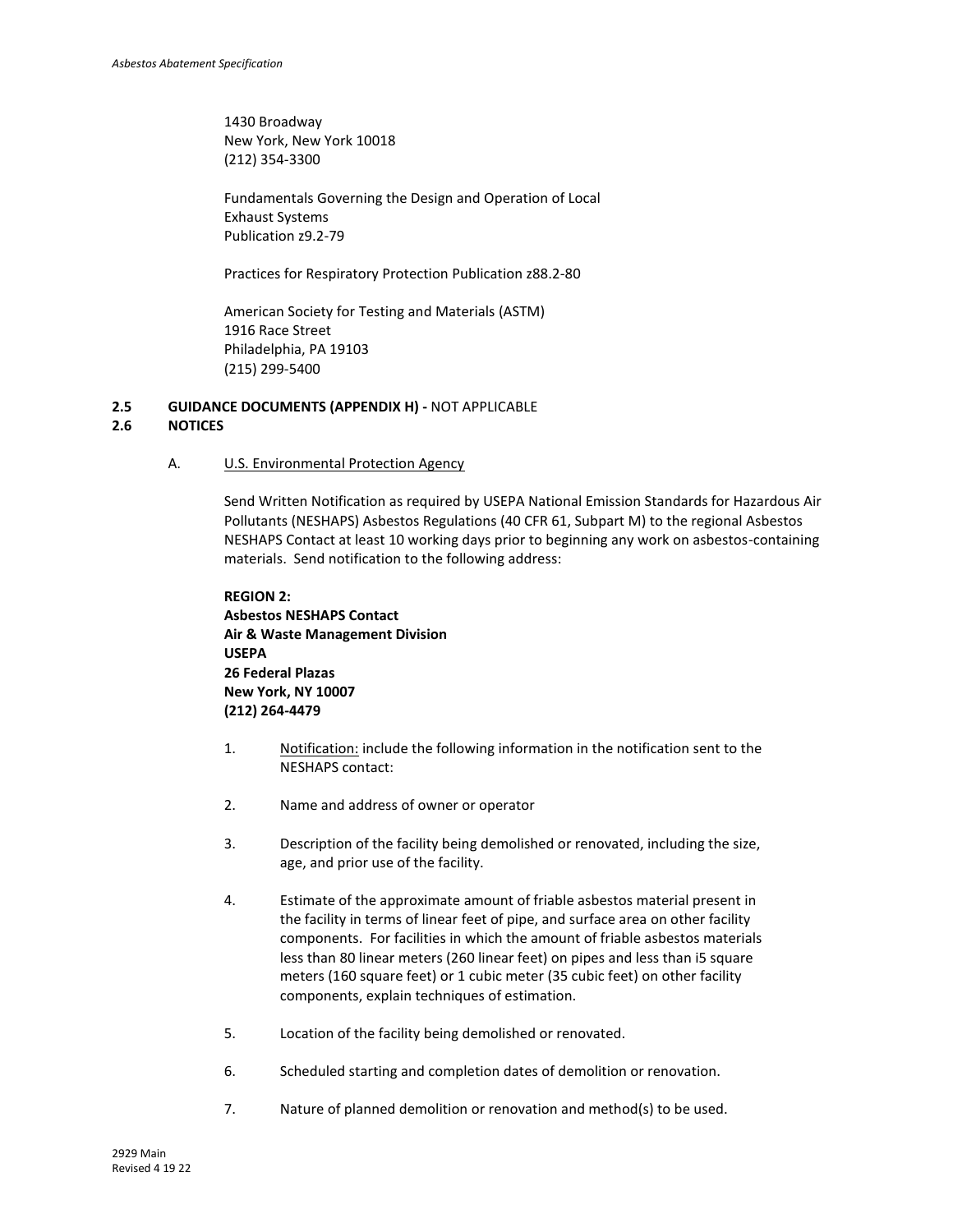1430 Broadway
New York, New York 10018
(212) 354-3300

Fundamentals Governing the Design and Operation of Local Exhaust Systems
Publication z9.2-79

Practices for Respiratory Protection Publication z88.2-80

American Society for Testing and Materials (ASTM)
1916 Race Street
Philadelphia, PA 19103
(215) 299-5400

**2.5 GUIDANCE DOCUMENTS (APPENDIX H) -** NOT APPLICABLE

**2.6 NOTICES**

A. U.S. Environmental Protection Agency

Send Written Notification as required by USEPA National Emission Standards for Hazardous Air Pollutants (NESHAPS) Asbestos Regulations (40 CFR 61, Subpart M) to the regional Asbestos NESHAPS Contact at least 10 working days prior to beginning any work on asbestos-containing materials. Send notification to the following address:

**REGION 2:**
**Asbestos NESHAPS Contact**
**Air & Waste Management Division**
**USEPA**
**26 Federal Plazas**
**New York, NY 10007**
**(212) 264-4479**

1. Notification: include the following information in the notification sent to the NESHAPS contact:

2. Name and address of owner or operator

3. Description of the facility being demolished or renovated, including the size, age, and prior use of the facility.

4. Estimate of the approximate amount of friable asbestos material present in the facility in terms of linear feet of pipe, and surface area on other facility components. For facilities in which the amount of friable asbestos materials less than 80 linear meters (260 linear feet) on pipes and less than i5 square meters (160 square feet) or 1 cubic meter (35 cubic feet) on other facility components, explain techniques of estimation.

5. Location of the facility being demolished or renovated.

6. Scheduled starting and completion dates of demolition or renovation.

7. Nature of planned demolition or renovation and method(s) to be used.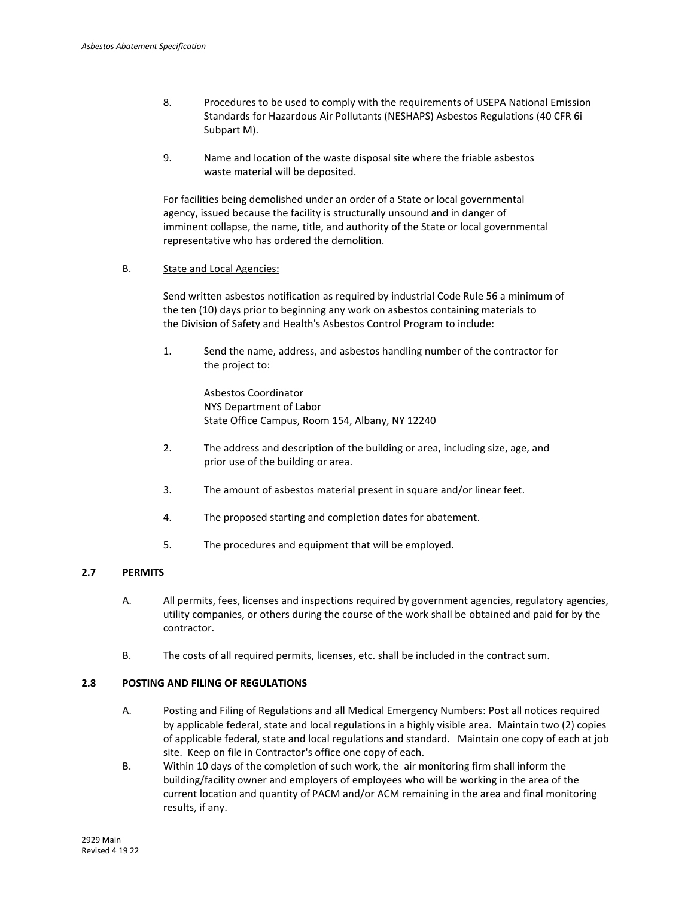8. Procedures to be used to comply with the requirements of USEPA National Emission Standards for Hazardous Air Pollutants (NESHAPS) Asbestos Regulations (40 CFR 6i Subpart M).

9. Name and location of the waste disposal site where the friable asbestos waste material will be deposited.

For facilities being demolished under an order of a State or local governmental agency, issued because the facility is structurally unsound and in danger of imminent collapse, the name, title, and authority of the State or local governmental representative who has ordered the demolition.

B. <u>State and Local Agencies:</u>

Send written asbestos notification as required by industrial Code Rule 56 a minimum of the ten (10) days prior to beginning any work on asbestos containing materials to the Division of Safety and Health's Asbestos Control Program to include:

1. Send the name, address, and asbestos handling number of the contractor for the project to:

   Asbestos Coordinator
   NYS Department of Labor
   State Office Campus, Room 154, Albany, NY 12240

2. The address and description of the building or area, including size, age, and prior use of the building or area.

3. The amount of asbestos material present in square and/or linear feet.

4. The proposed starting and completion dates for abatement.

5. The procedures and equipment that will be employed.

## 2.7 PERMITS

A. All permits, fees, licenses and inspections required by government agencies, regulatory agencies, utility companies, or others during the course of the work shall be obtained and paid for by the contractor.

B. The costs of all required permits, licenses, etc. shall be included in the contract sum.

## 2.8 POSTING AND FILING OF REGULATIONS

A. <u>Posting and Filing of Regulations and all Medical Emergency Numbers:</u> Post all notices required by applicable federal, state and local regulations in a highly visible area. Maintain two (2) copies of applicable federal, state and local regulations and standard. Maintain one copy of each at job site. Keep on file in Contractor's office one copy of each.

B. Within 10 days of the completion of such work, the air monitoring firm shall inform the building/facility owner and employers of employees who will be working in the area of the current location and quantity of PACM and/or ACM remaining in the area and final monitoring results, if any.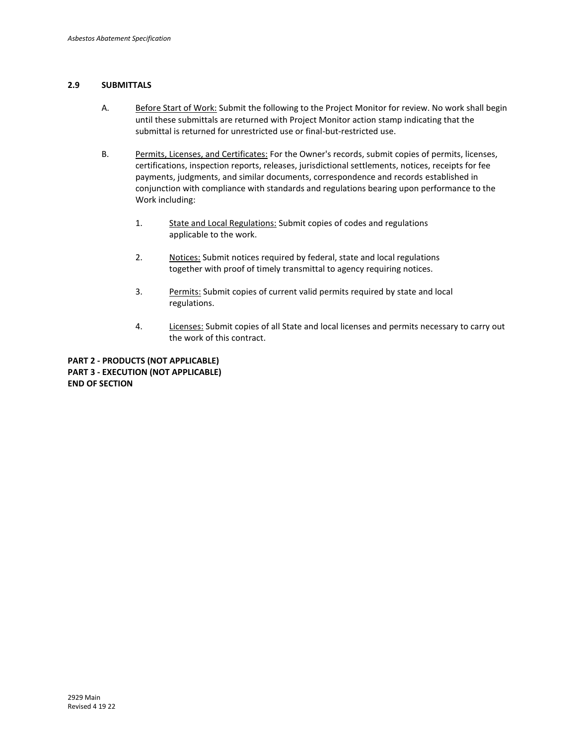### 2.9 SUBMITTALS

A. Before Start of Work: Submit the following to the Project Monitor for review. No work shall begin until these submittals are returned with Project Monitor action stamp indicating that the submittal is returned for unrestricted use or final-but-restricted use.

B. Permits, Licenses, and Certificates: For the Owner's records, submit copies of permits, licenses, certifications, inspection reports, releases, jurisdictional settlements, notices, receipts for fee payments, judgments, and similar documents, correspondence and records established in conjunction with compliance with standards and regulations bearing upon performance to the Work including:

1. State and Local Regulations: Submit copies of codes and regulations applicable to the work.

2. Notices: Submit notices required by federal, state and local regulations together with proof of timely transmittal to agency requiring notices.

3. Permits: Submit copies of current valid permits required by state and local regulations.

4. Licenses: Submit copies of all State and local licenses and permits necessary to carry out the work of this contract.

**PART 2 - PRODUCTS (NOT APPLICABLE)**
**PART 3 - EXECUTION (NOT APPLICABLE)**
**END OF SECTION**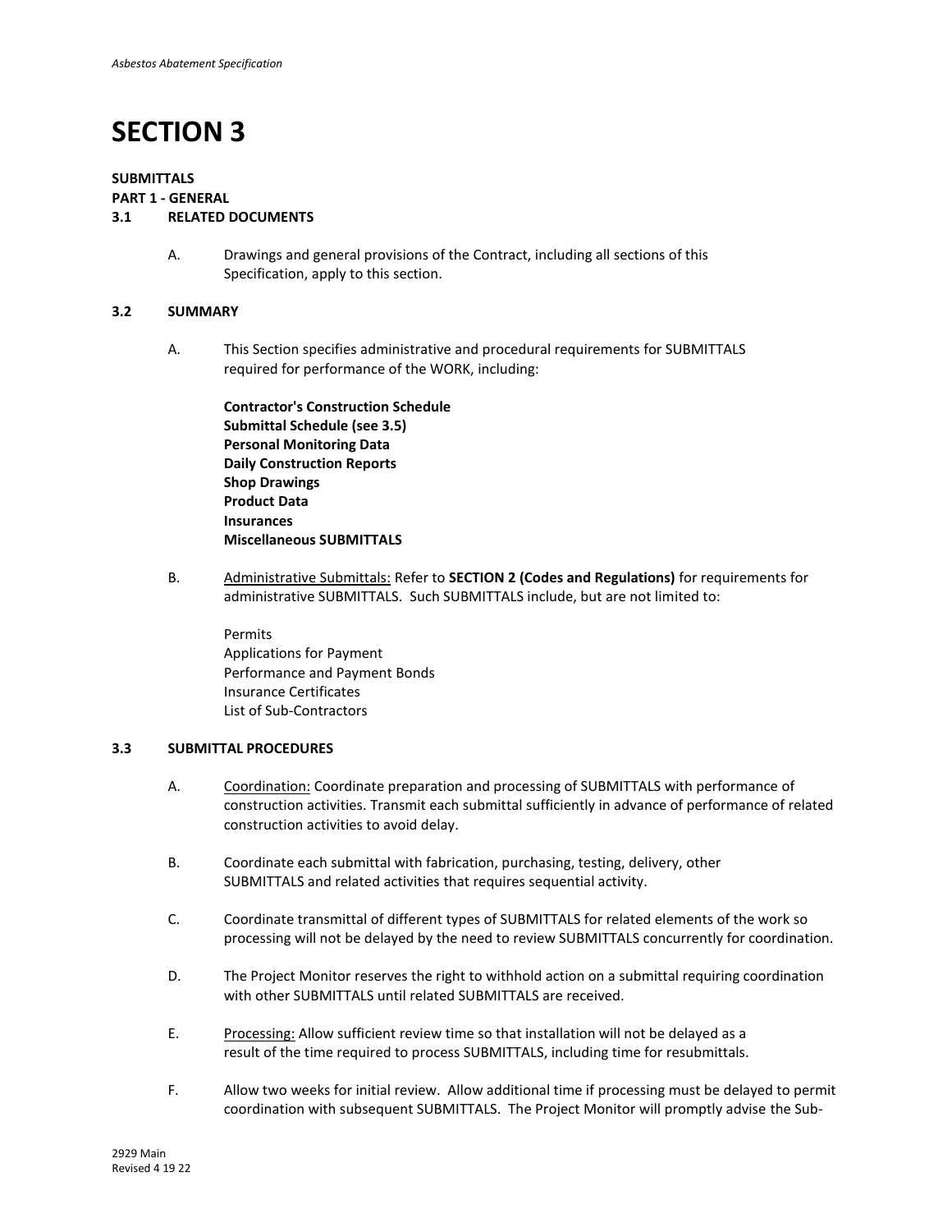# SECTION 3

**SUBMITTALS**
**PART 1 - GENERAL**

**3.1 RELATED DOCUMENTS**

A. Drawings and general provisions of the Contract, including all sections of this Specification, apply to this section.

**3.2 SUMMARY**

A. This Section specifies administrative and procedural requirements for SUBMITTALS required for performance of the WORK, including:

**Contractor's Construction Schedule**
**Submittal Schedule (see 3.5)**
**Personal Monitoring Data**
**Daily Construction Reports**
**Shop Drawings**
**Product Data**
**Insurances**
**Miscellaneous SUBMITTALS**

B. Administrative Submittals: Refer to **SECTION 2 (Codes and Regulations)** for requirements for administrative SUBMITTALS. Such SUBMITTALS include, but are not limited to:

Permits
Applications for Payment
Performance and Payment Bonds
Insurance Certificates
List of Sub-Contractors

**3.3 SUBMITTAL PROCEDURES**

A. Coordination: Coordinate preparation and processing of SUBMITTALS with performance of construction activities. Transmit each submittal sufficiently in advance of performance of related construction activities to avoid delay.

B. Coordinate each submittal with fabrication, purchasing, testing, delivery, other SUBMITTALS and related activities that requires sequential activity.

C. Coordinate transmittal of different types of SUBMITTALS for related elements of the work so processing will not be delayed by the need to review SUBMITTALS concurrently for coordination.

D. The Project Monitor reserves the right to withhold action on a submittal requiring coordination with other SUBMITTALS until related SUBMITTALS are received.

E. Processing: Allow sufficient review time so that installation will not be delayed as a result of the time required to process SUBMITTALS, including time for resubmittals.

F. Allow two weeks for initial review. Allow additional time if processing must be delayed to permit coordination with subsequent SUBMITTALS. The Project Monitor will promptly advise the Sub-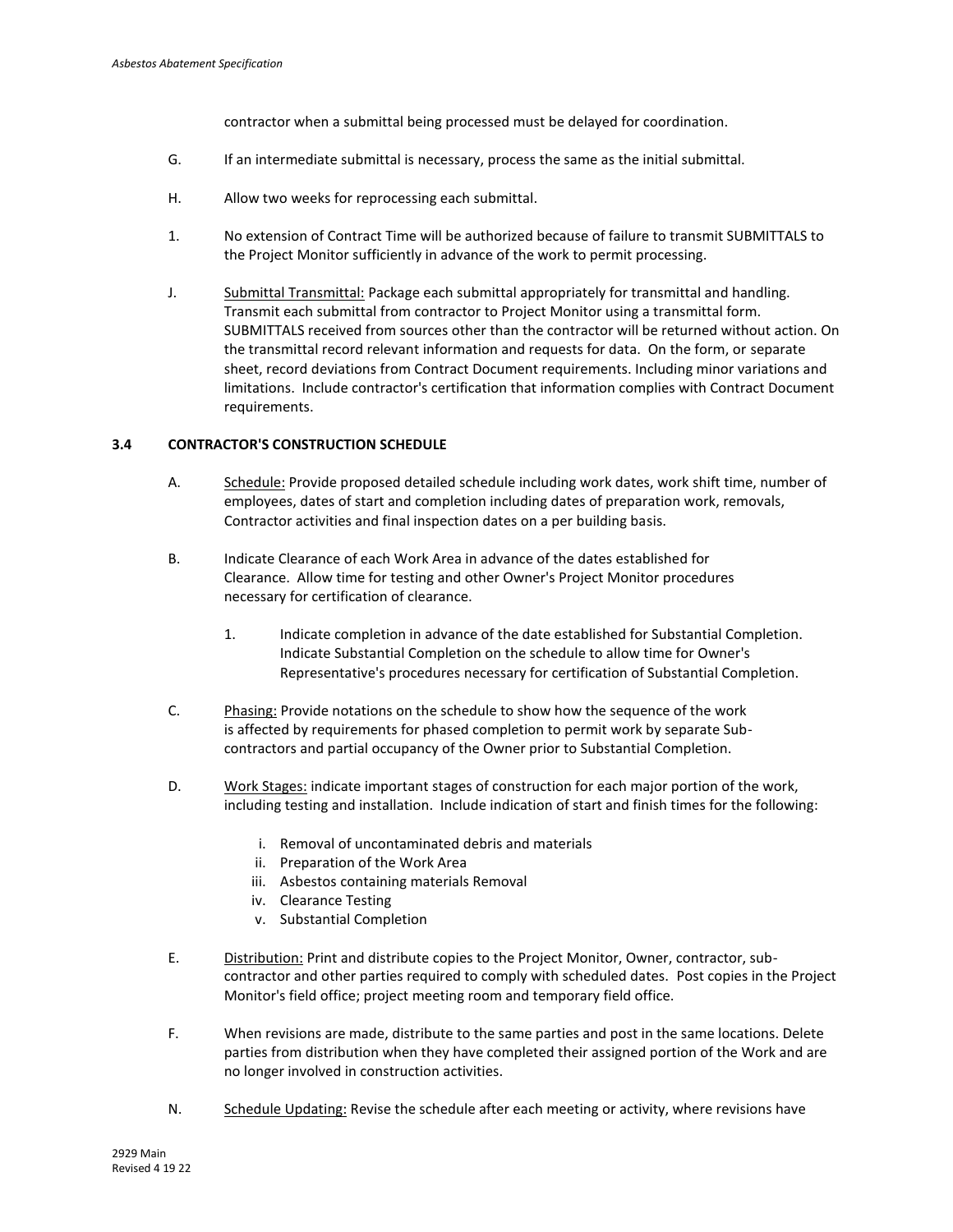contractor when a submittal being processed must be delayed for coordination.

G. If an intermediate submittal is necessary, process the same as the initial submittal.

H. Allow two weeks for reprocessing each submittal.

1. No extension of Contract Time will be authorized because of failure to transmit SUBMITTALS to the Project Monitor sufficiently in advance of the work to permit processing.

J. Submittal Transmittal: Package each submittal appropriately for transmittal and handling. Transmit each submittal from contractor to Project Monitor using a transmittal form. SUBMITTALS received from sources other than the contractor will be returned without action. On the transmittal record relevant information and requests for data. On the form, or separate sheet, record deviations from Contract Document requirements. Including minor variations and limitations. Include contractor's certification that information complies with Contract Document requirements.

### 3.4 CONTRACTOR'S CONSTRUCTION SCHEDULE

A. Schedule: Provide proposed detailed schedule including work dates, work shift time, number of employees, dates of start and completion including dates of preparation work, removals, Contractor activities and final inspection dates on a per building basis.

B. Indicate Clearance of each Work Area in advance of the dates established for Clearance. Allow time for testing and other Owner's Project Monitor procedures necessary for certification of clearance.

   1. Indicate completion in advance of the date established for Substantial Completion. Indicate Substantial Completion on the schedule to allow time for Owner's Representative's procedures necessary for certification of Substantial Completion.

C. Phasing: Provide notations on the schedule to show how the sequence of the work is affected by requirements for phased completion to permit work by separate Sub-contractors and partial occupancy of the Owner prior to Substantial Completion.

D. Work Stages: indicate important stages of construction for each major portion of the work, including testing and installation. Include indication of start and finish times for the following:

   i. Removal of uncontaminated debris and materials
   ii. Preparation of the Work Area
   iii. Asbestos containing materials Removal
   iv. Clearance Testing
   v. Substantial Completion

E. Distribution: Print and distribute copies to the Project Monitor, Owner, contractor, sub-contractor and other parties required to comply with scheduled dates. Post copies in the Project Monitor's field office; project meeting room and temporary field office.

F. When revisions are made, distribute to the same parties and post in the same locations. Delete parties from distribution when they have completed their assigned portion of the Work and are no longer involved in construction activities.

N. Schedule Updating: Revise the schedule after each meeting or activity, where revisions have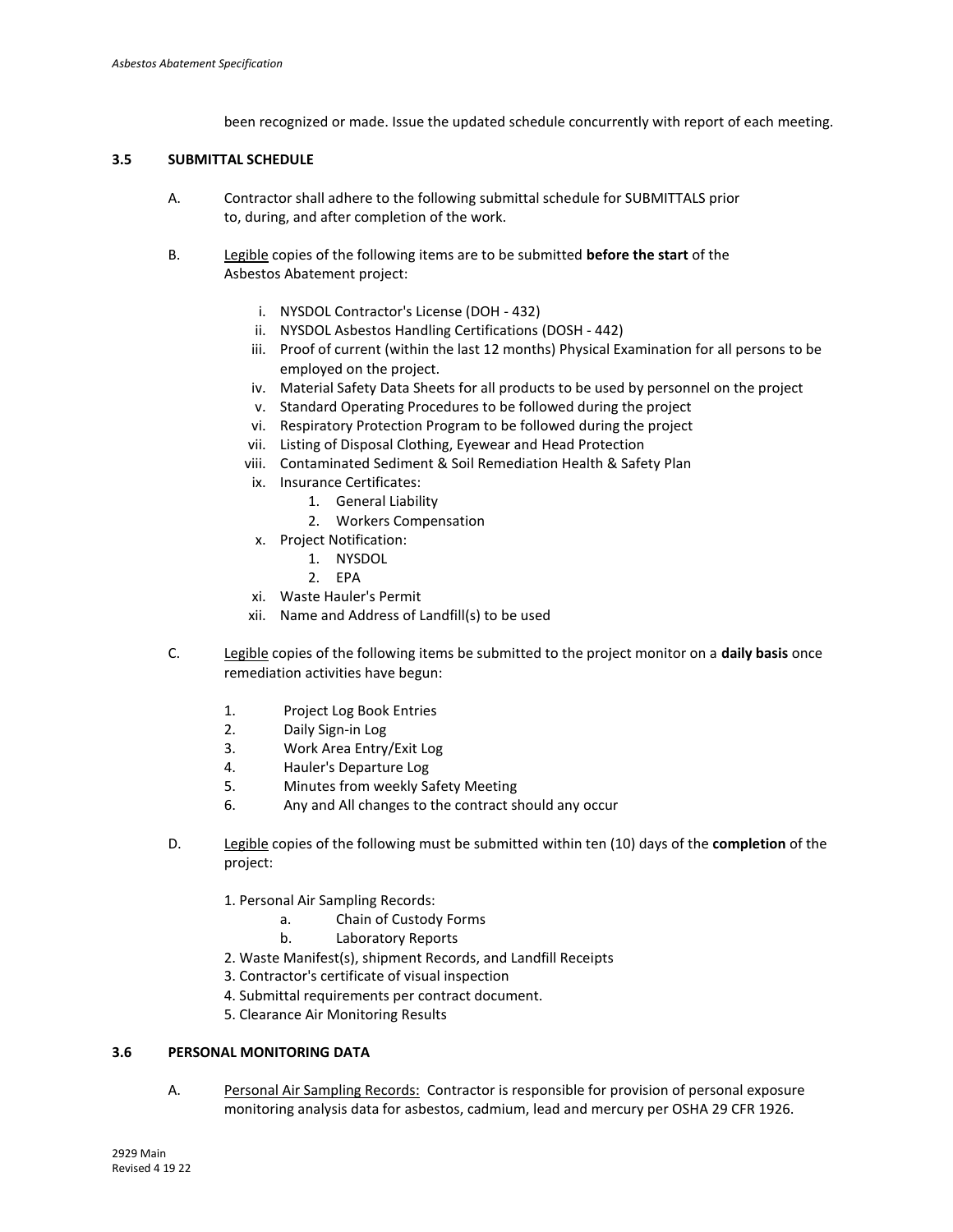been recognized or made. Issue the updated schedule concurrently with report of each meeting.

### 3.5 SUBMITTAL SCHEDULE

A. Contractor shall adhere to the following submittal schedule for SUBMITTALS prior to, during, and after completion of the work.

B. <u>Legible</u> copies of the following items are to be submitted **before the start** of the Asbestos Abatement project:

   i. NYSDOL Contractor's License (DOH - 432)
   ii. NYSDOL Asbestos Handling Certifications (DOSH - 442)
   iii. Proof of current (within the last 12 months) Physical Examination for all persons to be employed on the project.
   iv. Material Safety Data Sheets for all products to be used by personnel on the project
   v. Standard Operating Procedures to be followed during the project
   vi. Respiratory Protection Program to be followed during the project
   vii. Listing of Disposal Clothing, Eyewear and Head Protection
   viii. Contaminated Sediment & Soil Remediation Health & Safety Plan
   ix. Insurance Certificates:
      1. General Liability
      2. Workers Compensation
   x. Project Notification:
      1. NYSDOL
      2. EPA
   xi. Waste Hauler's Permit
   xii. Name and Address of Landfill(s) to be used

C. <u>Legible</u> copies of the following items be submitted to the project monitor on a **daily basis** once remediation activities have begun:

1. Project Log Book Entries
2. Daily Sign-in Log
3. Work Area Entry/Exit Log
4. Hauler's Departure Log
5. Minutes from weekly Safety Meeting
6. Any and All changes to the contract should any occur

D. <u>Legible</u> copies of the following must be submitted within ten (10) days of the **completion** of the project:

1. Personal Air Sampling Records:
   a. Chain of Custody Forms
   b. Laboratory Reports
2. Waste Manifest(s), shipment Records, and Landfill Receipts
3. Contractor's certificate of visual inspection
4. Submittal requirements per contract document.
5. Clearance Air Monitoring Results

### 3.6 PERSONAL MONITORING DATA

A. <u>Personal Air Sampling Records:</u> Contractor is responsible for provision of personal exposure monitoring analysis data for asbestos, cadmium, lead and mercury per OSHA 29 CFR 1926.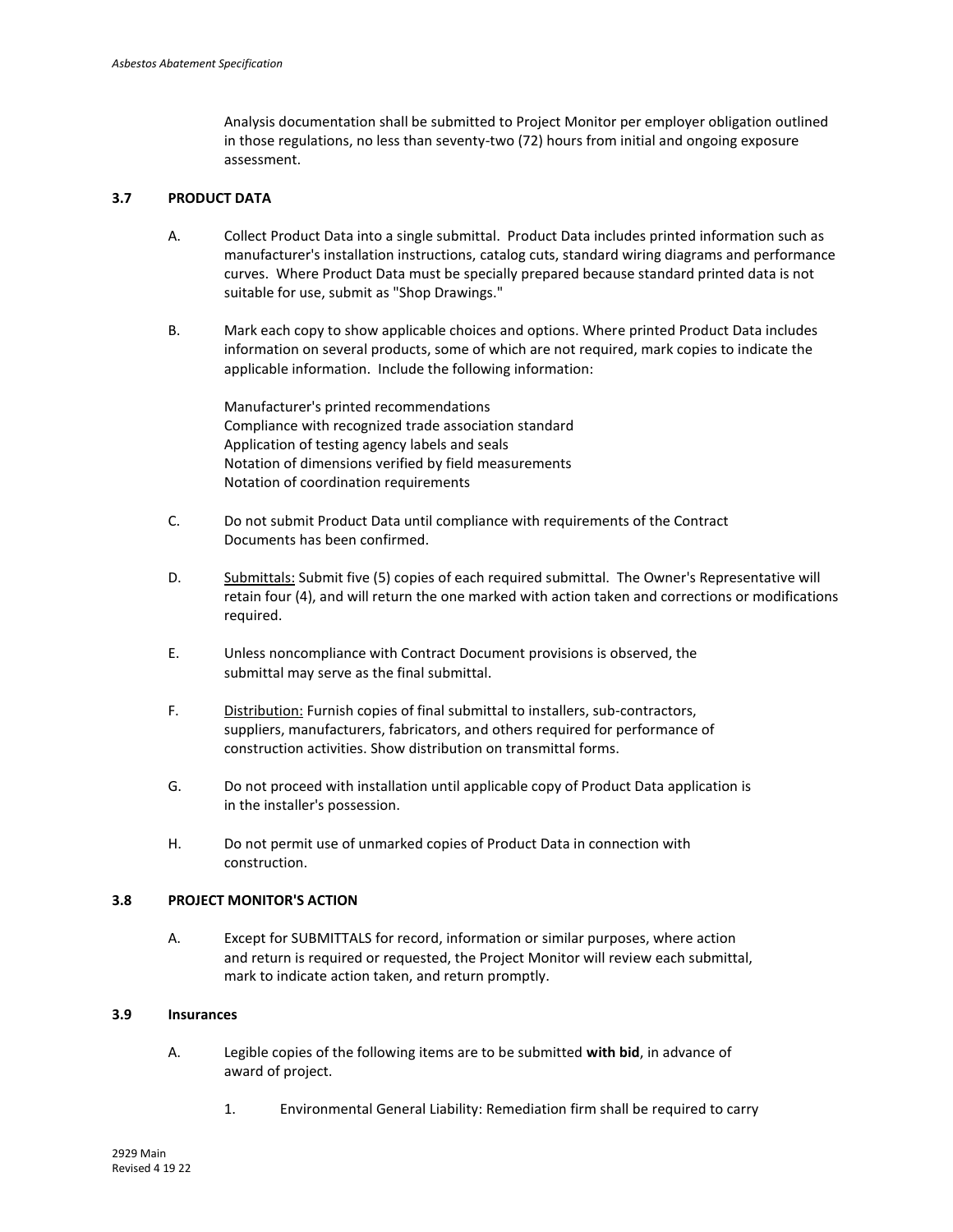Analysis documentation shall be submitted to Project Monitor per employer obligation outlined in those regulations, no less than seventy-two (72) hours from initial and ongoing exposure assessment.

### 3.7 PRODUCT DATA

A. Collect Product Data into a single submittal. Product Data includes printed information such as manufacturer's installation instructions, catalog cuts, standard wiring diagrams and performance curves. Where Product Data must be specially prepared because standard printed data is not suitable for use, submit as "Shop Drawings."

B. Mark each copy to show applicable choices and options. Where printed Product Data includes information on several products, some of which are not required, mark copies to indicate the applicable information. Include the following information:

Manufacturer's printed recommendations
Compliance with recognized trade association standard
Application of testing agency labels and seals
Notation of dimensions verified by field measurements
Notation of coordination requirements

C. Do not submit Product Data until compliance with requirements of the Contract Documents has been confirmed.

D. Submittals: Submit five (5) copies of each required submittal. The Owner's Representative will retain four (4), and will return the one marked with action taken and corrections or modifications required.

E. Unless noncompliance with Contract Document provisions is observed, the submittal may serve as the final submittal.

F. Distribution: Furnish copies of final submittal to installers, sub-contractors, suppliers, manufacturers, fabricators, and others required for performance of construction activities. Show distribution on transmittal forms.

G. Do not proceed with installation until applicable copy of Product Data application is in the installer's possession.

H. Do not permit use of unmarked copies of Product Data in connection with construction.

### 3.8 PROJECT MONITOR'S ACTION

A. Except for SUBMITTALS for record, information or similar purposes, where action and return is required or requested, the Project Monitor will review each submittal, mark to indicate action taken, and return promptly.

### 3.9 Insurances

A. Legible copies of the following items are to be submitted **with bid**, in advance of award of project.

1. Environmental General Liability: Remediation firm shall be required to carry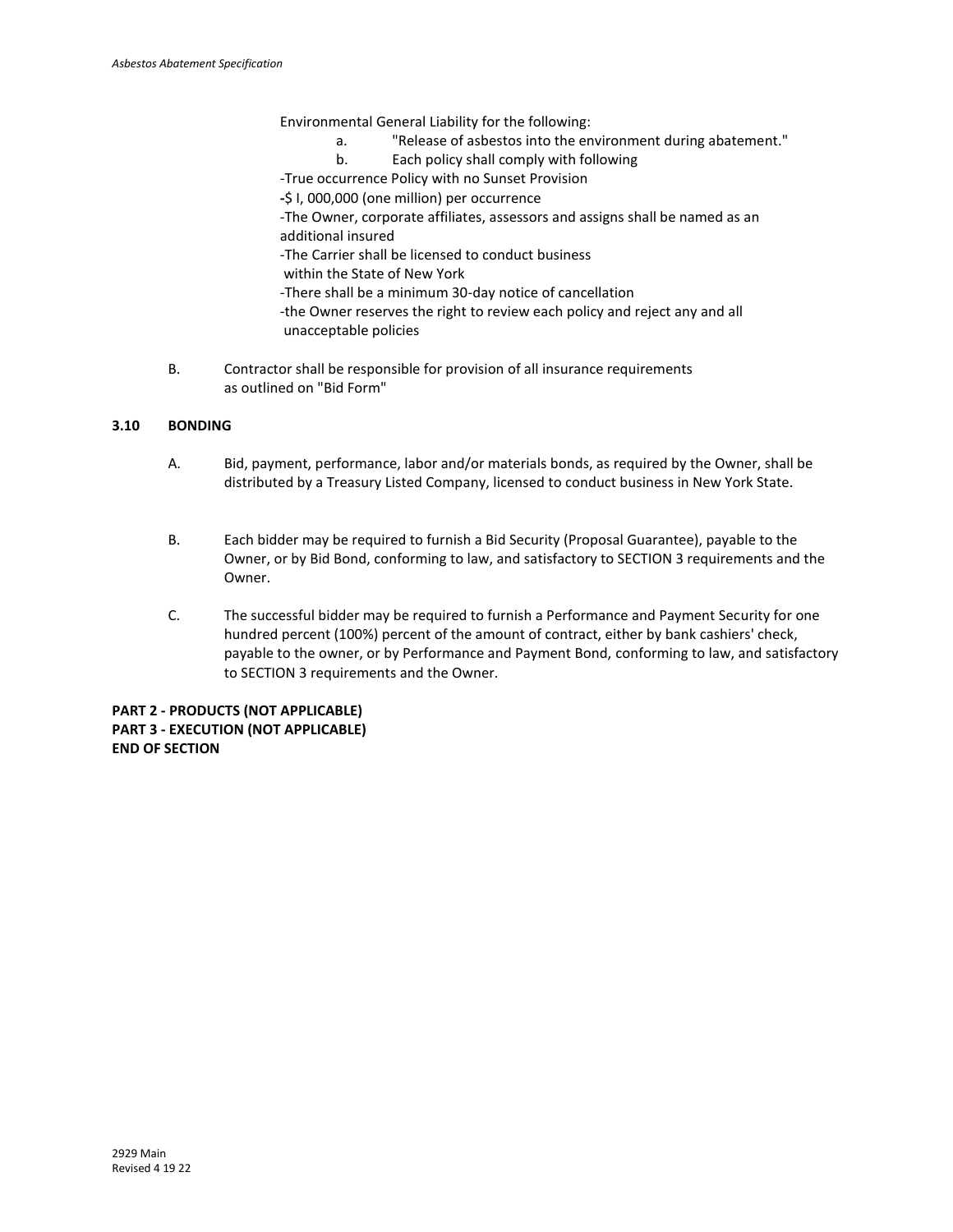Environmental General Liability for the following:

a. "Release of asbestos into the environment during abatement."

b. Each policy shall comply with following

-True occurrence Policy with no Sunset Provision

-$ I, 000,000 (one million) per occurrence

-The Owner, corporate affiliates, assessors and assigns shall be named as an additional insured

-The Carrier shall be licensed to conduct business within the State of New York

-There shall be a minimum 30-day notice of cancellation

-the Owner reserves the right to review each policy and reject any and all unacceptable policies

B. Contractor shall be responsible for provision of all insurance requirements as outlined on "Bid Form"

**3.10 BONDING**

A. Bid, payment, performance, labor and/or materials bonds, as required by the Owner, shall be distributed by a Treasury Listed Company, licensed to conduct business in New York State.

B. Each bidder may be required to furnish a Bid Security (Proposal Guarantee), payable to the Owner, or by Bid Bond, conforming to law, and satisfactory to SECTION 3 requirements and the Owner.

C. The successful bidder may be required to furnish a Performance and Payment Security for one hundred percent (100%) percent of the amount of contract, either by bank cashiers' check, payable to the owner, or by Performance and Payment Bond, conforming to law, and satisfactory to SECTION 3 requirements and the Owner.

**PART 2 - PRODUCTS (NOT APPLICABLE)**
**PART 3 - EXECUTION (NOT APPLICABLE)**
**END OF SECTION**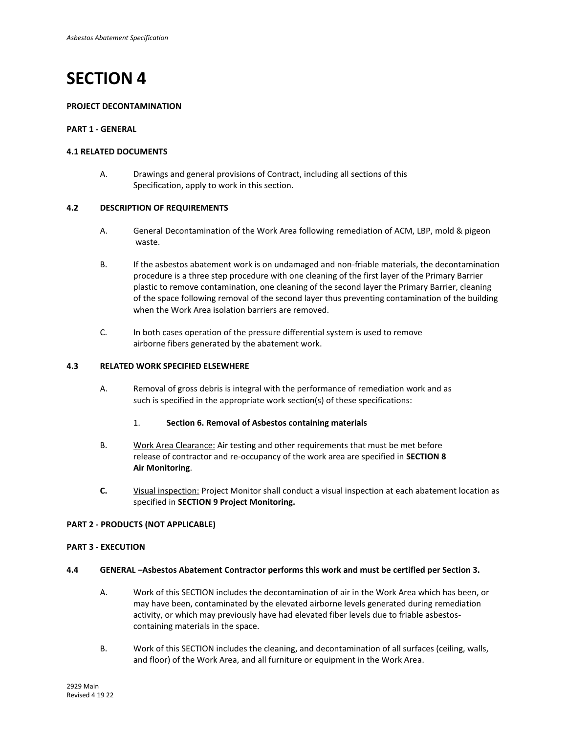# SECTION 4

**PROJECT DECONTAMINATION**

**PART 1 - GENERAL**

**4.1 RELATED DOCUMENTS**

A. Drawings and general provisions of Contract, including all sections of this Specification, apply to work in this section.

**4.2 DESCRIPTION OF REQUIREMENTS**

A. General Decontamination of the Work Area following remediation of ACM, LBP, mold & pigeon waste.

B. If the asbestos abatement work is on undamaged and non-friable materials, the decontamination procedure is a three step procedure with one cleaning of the first layer of the Primary Barrier plastic to remove contamination, one cleaning of the second layer the Primary Barrier, cleaning of the space following removal of the second layer thus preventing contamination of the building when the Work Area isolation barriers are removed.

C. In both cases operation of the pressure differential system is used to remove airborne fibers generated by the abatement work.

**4.3 RELATED WORK SPECIFIED ELSEWHERE**

A. Removal of gross debris is integral with the performance of remediation work and as such is specified in the appropriate work section(s) of these specifications:

1. **Section 6. Removal of Asbestos containing materials**

B. <u>Work Area Clearance:</u> Air testing and other requirements that must be met before release of contractor and re-occupancy of the work area are specified in **SECTION 8 Air Monitoring**.

**C.** <u>Visual inspection:</u> Project Monitor shall conduct a visual inspection at each abatement location as specified in **SECTION 9 Project Monitoring.**

**PART 2 - PRODUCTS (NOT APPLICABLE)**

**PART 3 - EXECUTION**

**4.4 GENERAL –Asbestos Abatement Contractor performs this work and must be certified per Section 3.**

A. Work of this SECTION includes the decontamination of air in the Work Area which has been, or may have been, contaminated by the elevated airborne levels generated during remediation activity, or which may previously have had elevated fiber levels due to friable asbestos-containing materials in the space.

B. Work of this SECTION includes the cleaning, and decontamination of all surfaces (ceiling, walls, and floor) of the Work Area, and all furniture or equipment in the Work Area.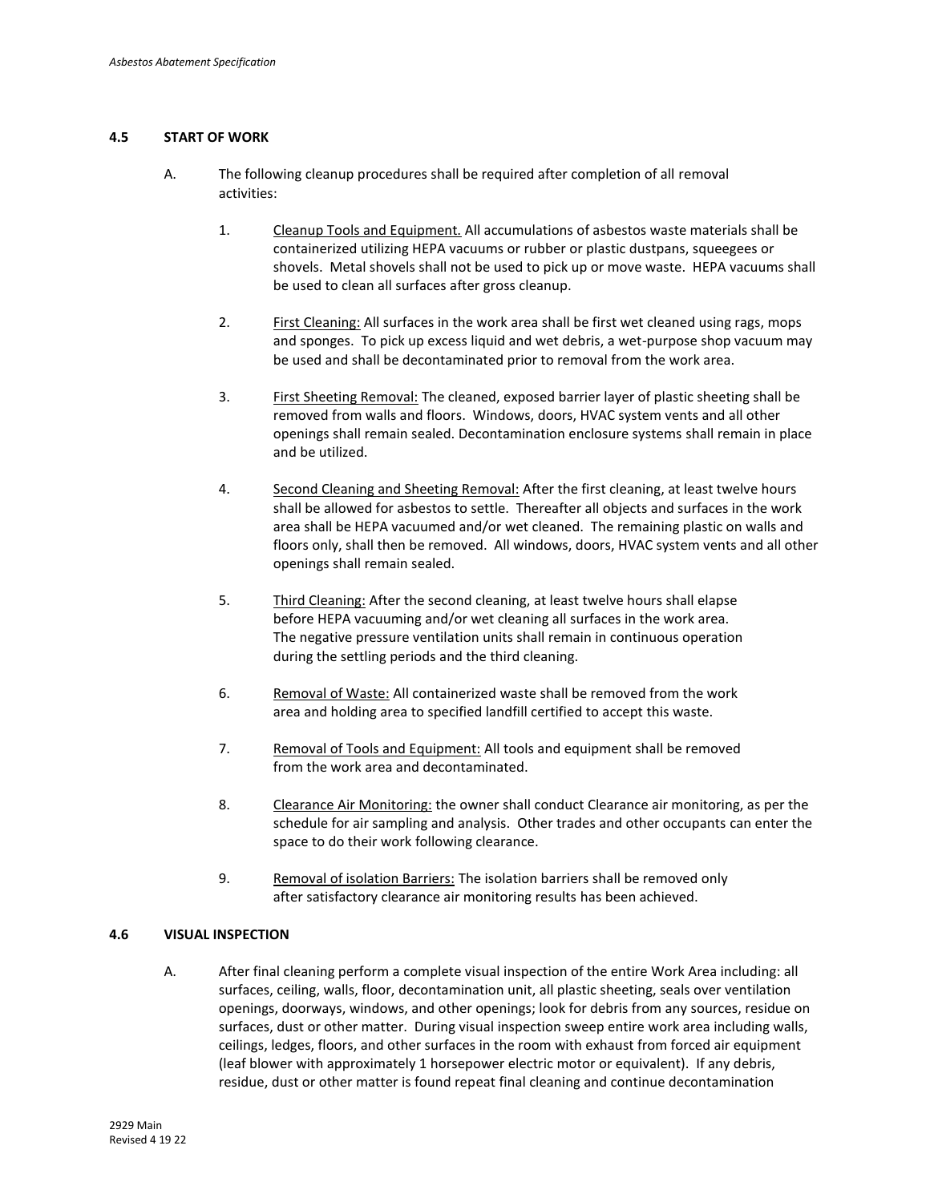### 4.5 START OF WORK

A. The following cleanup procedures shall be required after completion of all removal activities:

1. <u>Cleanup Tools and Equipment.</u> All accumulations of asbestos waste materials shall be containerized utilizing HEPA vacuums or rubber or plastic dustpans, squeegees or shovels. Metal shovels shall not be used to pick up or move waste. HEPA vacuums shall be used to clean all surfaces after gross cleanup.

2. <u>First Cleaning:</u> All surfaces in the work area shall be first wet cleaned using rags, mops and sponges. To pick up excess liquid and wet debris, a wet-purpose shop vacuum may be used and shall be decontaminated prior to removal from the work area.

3. <u>First Sheeting Removal:</u> The cleaned, exposed barrier layer of plastic sheeting shall be removed from walls and floors. Windows, doors, HVAC system vents and all other openings shall remain sealed. Decontamination enclosure systems shall remain in place and be utilized.

4. <u>Second Cleaning and Sheeting Removal:</u> After the first cleaning, at least twelve hours shall be allowed for asbestos to settle. Thereafter all objects and surfaces in the work area shall be HEPA vacuumed and/or wet cleaned. The remaining plastic on walls and floors only, shall then be removed. All windows, doors, HVAC system vents and all other openings shall remain sealed.

5. <u>Third Cleaning:</u> After the second cleaning, at least twelve hours shall elapse before HEPA vacuuming and/or wet cleaning all surfaces in the work area. The negative pressure ventilation units shall remain in continuous operation during the settling periods and the third cleaning.

6. <u>Removal of Waste:</u> All containerized waste shall be removed from the work area and holding area to specified landfill certified to accept this waste.

7. <u>Removal of Tools and Equipment:</u> All tools and equipment shall be removed from the work area and decontaminated.

8. <u>Clearance Air Monitoring:</u> the owner shall conduct Clearance air monitoring, as per the schedule for air sampling and analysis. Other trades and other occupants can enter the space to do their work following clearance.

9. <u>Removal of isolation Barriers:</u> The isolation barriers shall be removed only after satisfactory clearance air monitoring results has been achieved.

### 4.6 VISUAL INSPECTION

A. After final cleaning perform a complete visual inspection of the entire Work Area including: all surfaces, ceiling, walls, floor, decontamination unit, all plastic sheeting, seals over ventilation openings, doorways, windows, and other openings; look for debris from any sources, residue on surfaces, dust or other matter. During visual inspection sweep entire work area including walls, ceilings, ledges, floors, and other surfaces in the room with exhaust from forced air equipment (leaf blower with approximately 1 horsepower electric motor or equivalent). If any debris, residue, dust or other matter is found repeat final cleaning and continue decontamination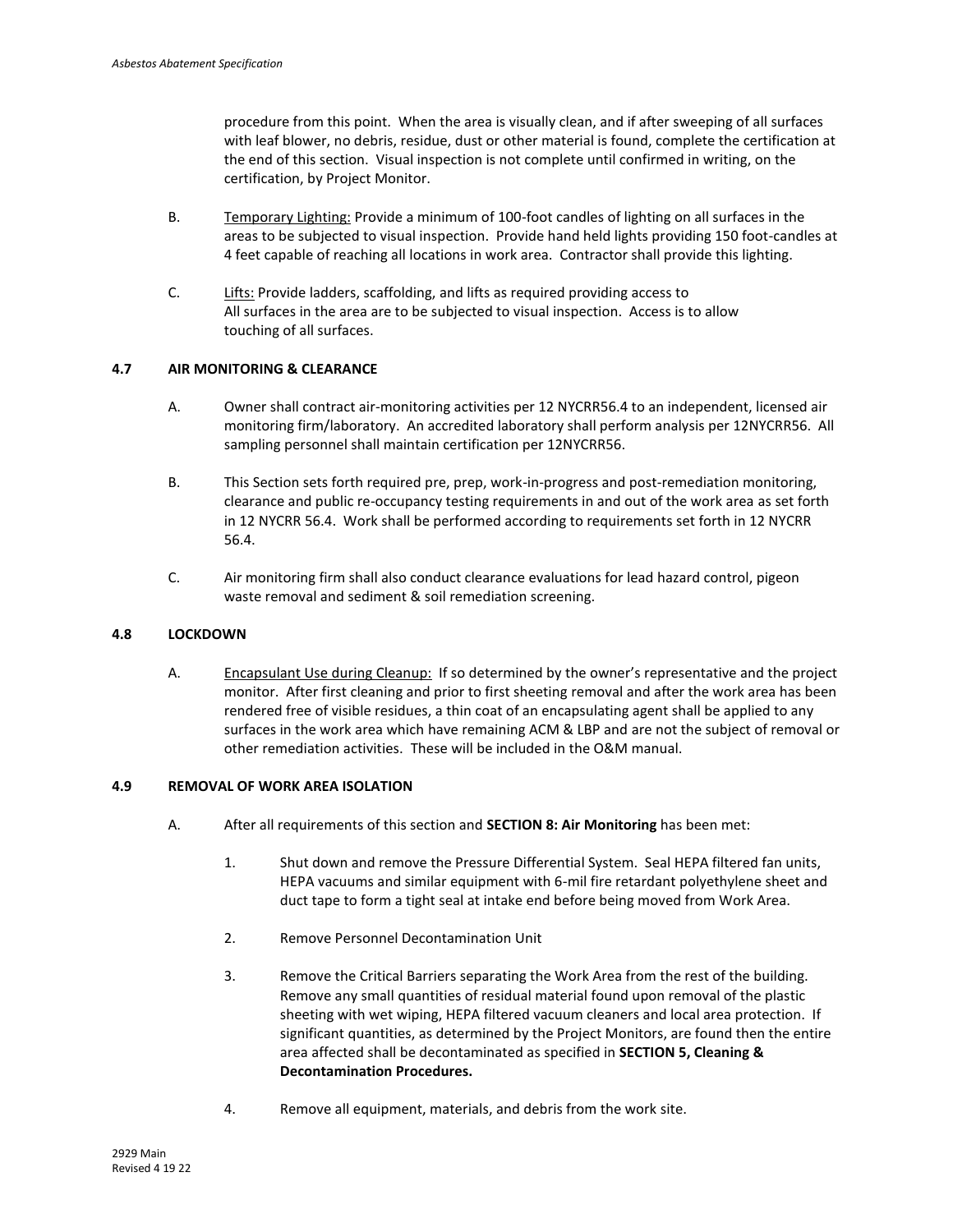procedure from this point. When the area is visually clean, and if after sweeping of all surfaces with leaf blower, no debris, residue, dust or other material is found, complete the certification at the end of this section. Visual inspection is not complete until confirmed in writing, on the certification, by Project Monitor.

B. Temporary Lighting: Provide a minimum of 100-foot candles of lighting on all surfaces in the areas to be subjected to visual inspection. Provide hand held lights providing 150 foot-candles at 4 feet capable of reaching all locations in work area. Contractor shall provide this lighting.

C. Lifts: Provide ladders, scaffolding, and lifts as required providing access to All surfaces in the area are to be subjected to visual inspection. Access is to allow touching of all surfaces.

### 4.7 AIR MONITORING & CLEARANCE

A. Owner shall contract air-monitoring activities per 12 NYCRR56.4 to an independent, licensed air monitoring firm/laboratory. An accredited laboratory shall perform analysis per 12NYCRR56. All sampling personnel shall maintain certification per 12NYCRR56.

B. This Section sets forth required pre, prep, work-in-progress and post-remediation monitoring, clearance and public re-occupancy testing requirements in and out of the work area as set forth in 12 NYCRR 56.4. Work shall be performed according to requirements set forth in 12 NYCRR 56.4.

C. Air monitoring firm shall also conduct clearance evaluations for lead hazard control, pigeon waste removal and sediment & soil remediation screening.

### 4.8 LOCKDOWN

A. Encapsulant Use during Cleanup: If so determined by the owner's representative and the project monitor. After first cleaning and prior to first sheeting removal and after the work area has been rendered free of visible residues, a thin coat of an encapsulating agent shall be applied to any surfaces in the work area which have remaining ACM & LBP and are not the subject of removal or other remediation activities. These will be included in the O&M manual.

### 4.9 REMOVAL OF WORK AREA ISOLATION

A. After all requirements of this section and **SECTION 8: Air Monitoring** has been met:

1. Shut down and remove the Pressure Differential System. Seal HEPA filtered fan units, HEPA vacuums and similar equipment with 6-mil fire retardant polyethylene sheet and duct tape to form a tight seal at intake end before being moved from Work Area.

2. Remove Personnel Decontamination Unit

3. Remove the Critical Barriers separating the Work Area from the rest of the building. Remove any small quantities of residual material found upon removal of the plastic sheeting with wet wiping, HEPA filtered vacuum cleaners and local area protection. If significant quantities, as determined by the Project Monitors, are found then the entire area affected shall be decontaminated as specified in **SECTION 5, Cleaning & Decontamination Procedures.**

4. Remove all equipment, materials, and debris from the work site.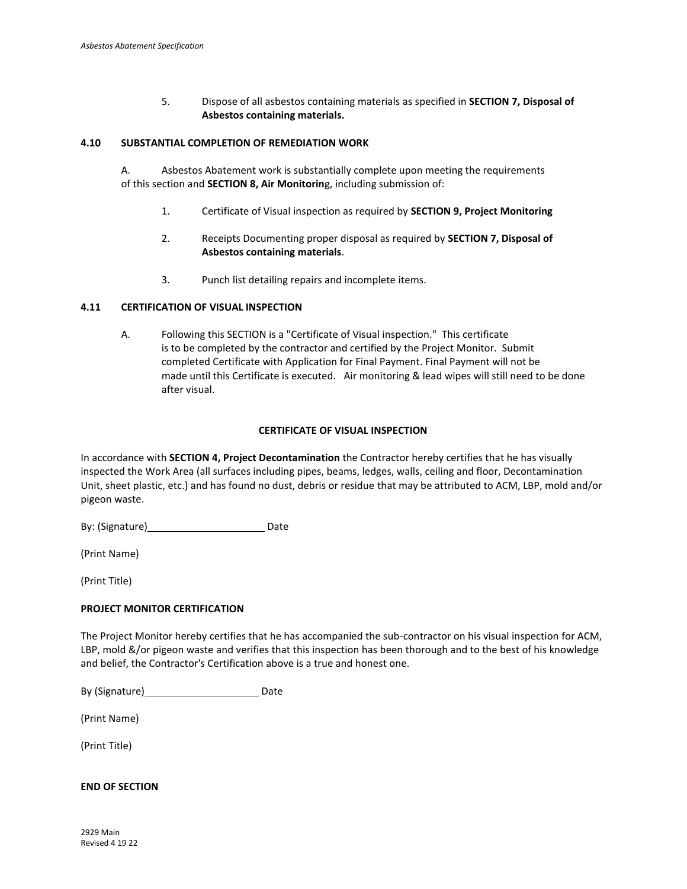5. Dispose of all asbestos containing materials as specified in **SECTION 7, Disposal of Asbestos containing materials.**

### 4.10 SUBSTANTIAL COMPLETION OF REMEDIATION WORK

A. Asbestos Abatement work is substantially complete upon meeting the requirements of this section and **SECTION 8, Air Monitorin**g, including submission of:

1. Certificate of Visual inspection as required by **SECTION 9, Project Monitoring**

2. Receipts Documenting proper disposal as required by **SECTION 7, Disposal of Asbestos containing materials**.

3. Punch list detailing repairs and incomplete items.

### 4.11 CERTIFICATION OF VISUAL INSPECTION

A. Following this SECTION is a "Certificate of Visual inspection." This certificate is to be completed by the contractor and certified by the Project Monitor. Submit completed Certificate with Application for Final Payment. Final Payment will not be made until this Certificate is executed. Air monitoring & lead wipes will still need to be done after visual.

**CERTIFICATE OF VISUAL INSPECTION**

In accordance with **SECTION 4, Project Decontamination** the Contractor hereby certifies that he has visually inspected the Work Area (all surfaces including pipes, beams, ledges, walls, ceiling and floor, Decontamination Unit, sheet plastic, etc.) and has found no dust, debris or residue that may be attributed to ACM, LBP, mold and/or pigeon waste.

By: (Signature)\_\_\_\_\_\_\_\_\_\_\_\_\_\_\_\_\_\_\_\_ Date

(Print Name)

(Print Title)

**PROJECT MONITOR CERTIFICATION**

The Project Monitor hereby certifies that he has accompanied the sub-contractor on his visual inspection for ACM, LBP, mold &/or pigeon waste and verifies that this inspection has been thorough and to the best of his knowledge and belief, the Contractor's Certification above is a true and honest one.

By (Signature)\_\_\_\_\_\_\_\_\_\_\_\_\_\_\_\_\_\_\_\_ Date

(Print Name)

(Print Title)

**END OF SECTION**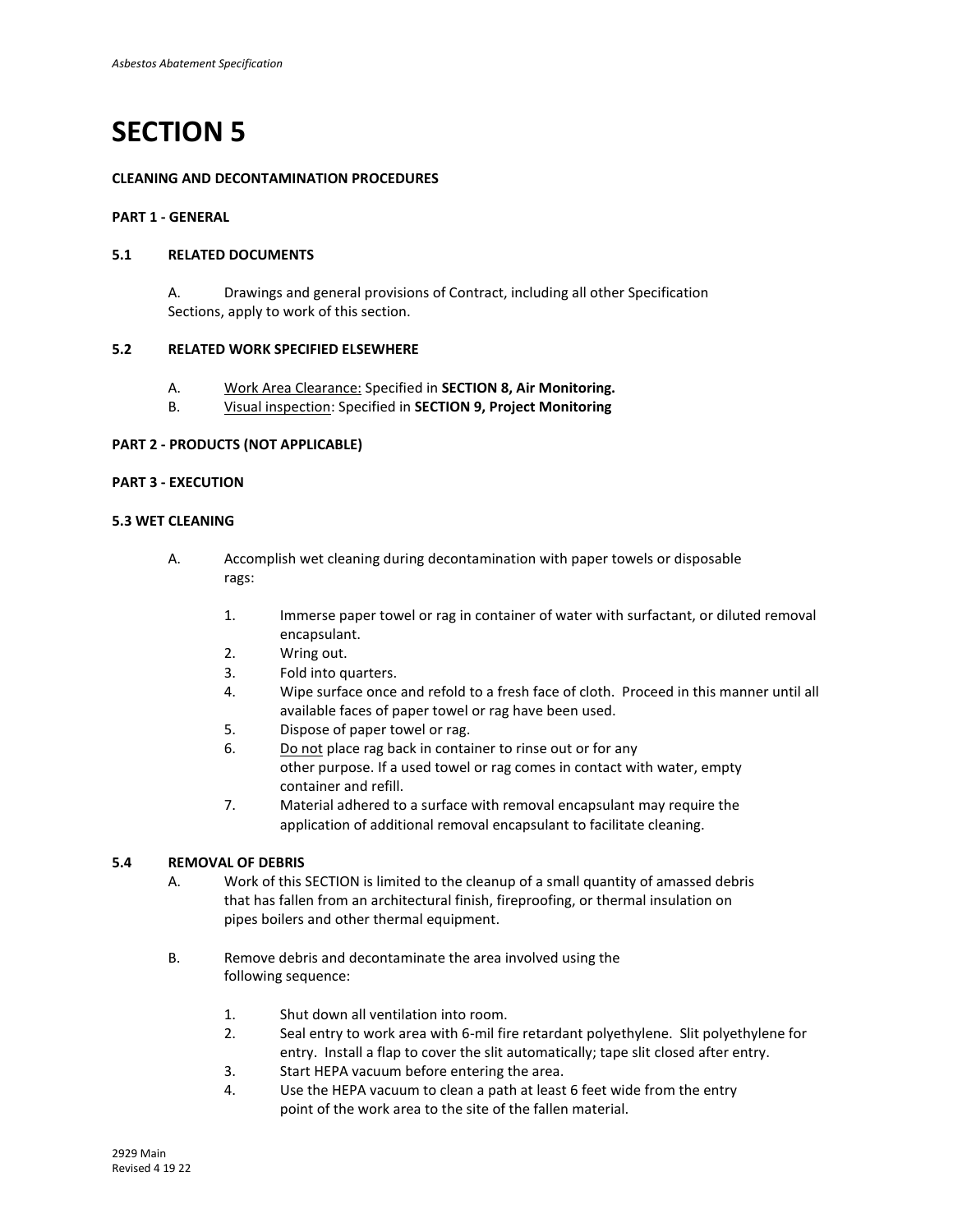# SECTION 5

**CLEANING AND DECONTAMINATION PROCEDURES**

**PART 1 - GENERAL**

### 5.1 RELATED DOCUMENTS

A. Drawings and general provisions of Contract, including all other Specification Sections, apply to work of this section.

### 5.2 RELATED WORK SPECIFIED ELSEWHERE

A. Work Area Clearance: Specified in **SECTION 8, Air Monitoring.**

B. Visual inspection: Specified in **SECTION 9, Project Monitoring**

**PART 2 - PRODUCTS (NOT APPLICABLE)**

**PART 3 - EXECUTION**

### 5.3 WET CLEANING

A. Accomplish wet cleaning during decontamination with paper towels or disposable rags:

1. Immerse paper towel or rag in container of water with surfactant, or diluted removal encapsulant.
2. Wring out.
3. Fold into quarters.
4. Wipe surface once and refold to a fresh face of cloth. Proceed in this manner until all available faces of paper towel or rag have been used.
5. Dispose of paper towel or rag.
6. Do not place rag back in container to rinse out or for any other purpose. If a used towel or rag comes in contact with water, empty container and refill.
7. Material adhered to a surface with removal encapsulant may require the application of additional removal encapsulant to facilitate cleaning.

### 5.4 REMOVAL OF DEBRIS

A. Work of this SECTION is limited to the cleanup of a small quantity of amassed debris that has fallen from an architectural finish, fireproofing, or thermal insulation on pipes boilers and other thermal equipment.

B. Remove debris and decontaminate the area involved using the following sequence:

1. Shut down all ventilation into room.
2. Seal entry to work area with 6-mil fire retardant polyethylene. Slit polyethylene for entry. Install a flap to cover the slit automatically; tape slit closed after entry.
3. Start HEPA vacuum before entering the area.
4. Use the HEPA vacuum to clean a path at least 6 feet wide from the entry point of the work area to the site of the fallen material.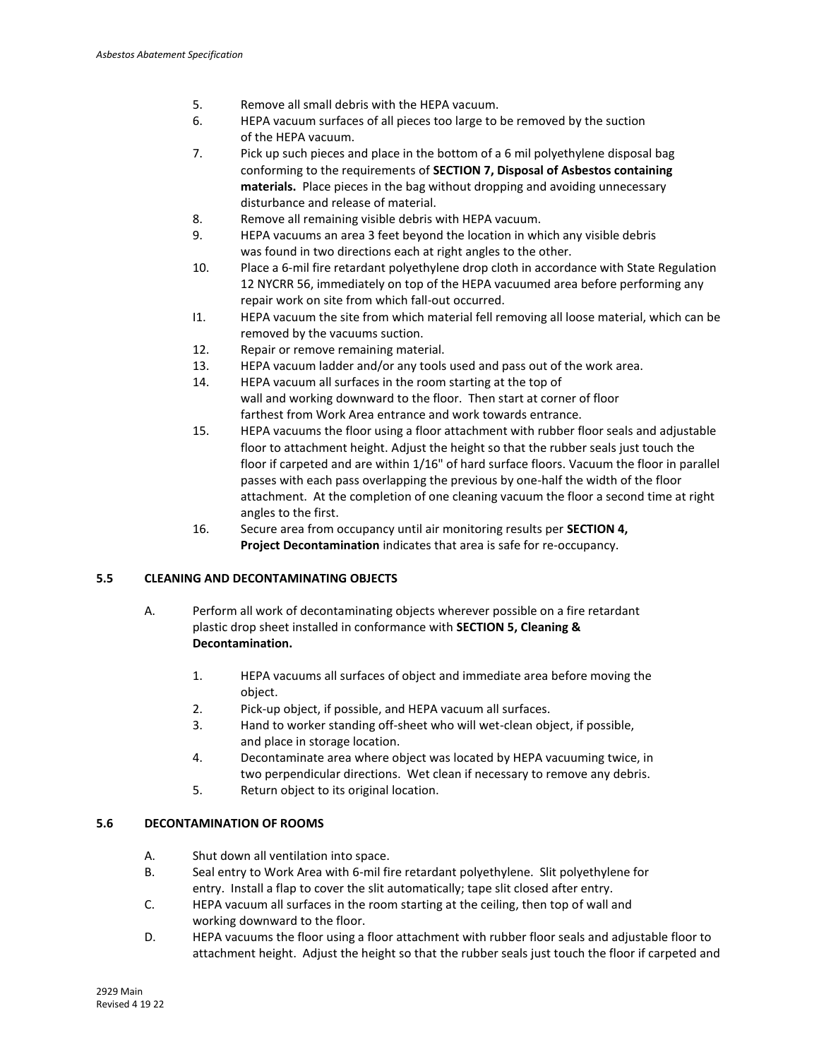5. Remove all small debris with the HEPA vacuum.
6. HEPA vacuum surfaces of all pieces too large to be removed by the suction of the HEPA vacuum.
7. Pick up such pieces and place in the bottom of a 6 mil polyethylene disposal bag conforming to the requirements of **SECTION 7, Disposal of Asbestos containing materials.** Place pieces in the bag without dropping and avoiding unnecessary disturbance and release of material.
8. Remove all remaining visible debris with HEPA vacuum.
9. HEPA vacuums an area 3 feet beyond the location in which any visible debris was found in two directions each at right angles to the other.
10. Place a 6-mil fire retardant polyethylene drop cloth in accordance with State Regulation 12 NYCRR 56, immediately on top of the HEPA vacuumed area before performing any repair work on site from which fall-out occurred.
I1. HEPA vacuum the site from which material fell removing all loose material, which can be removed by the vacuums suction.
12. Repair or remove remaining material.
13. HEPA vacuum ladder and/or any tools used and pass out of the work area.
14. HEPA vacuum all surfaces in the room starting at the top of wall and working downward to the floor. Then start at corner of floor farthest from Work Area entrance and work towards entrance.
15. HEPA vacuums the floor using a floor attachment with rubber floor seals and adjustable floor to attachment height. Adjust the height so that the rubber seals just touch the floor if carpeted and are within 1/16" of hard surface floors. Vacuum the floor in parallel passes with each pass overlapping the previous by one-half the width of the floor attachment. At the completion of one cleaning vacuum the floor a second time at right angles to the first.
16. Secure area from occupancy until air monitoring results per **SECTION 4, Project Decontamination** indicates that area is safe for re-occupancy.

## 5.5 CLEANING AND DECONTAMINATING OBJECTS

A. Perform all work of decontaminating objects wherever possible on a fire retardant plastic drop sheet installed in conformance with **SECTION 5, Cleaning & Decontamination.**

1. HEPA vacuums all surfaces of object and immediate area before moving the object.
2. Pick-up object, if possible, and HEPA vacuum all surfaces.
3. Hand to worker standing off-sheet who will wet-clean object, if possible, and place in storage location.
4. Decontaminate area where object was located by HEPA vacuuming twice, in two perpendicular directions. Wet clean if necessary to remove any debris.
5. Return object to its original location.

## 5.6 DECONTAMINATION OF ROOMS

A. Shut down all ventilation into space.
B. Seal entry to Work Area with 6-mil fire retardant polyethylene. Slit polyethylene for entry. Install a flap to cover the slit automatically; tape slit closed after entry.
C. HEPA vacuum all surfaces in the room starting at the ceiling, then top of wall and working downward to the floor.
D. HEPA vacuums the floor using a floor attachment with rubber floor seals and adjustable floor to attachment height. Adjust the height so that the rubber seals just touch the floor if carpeted and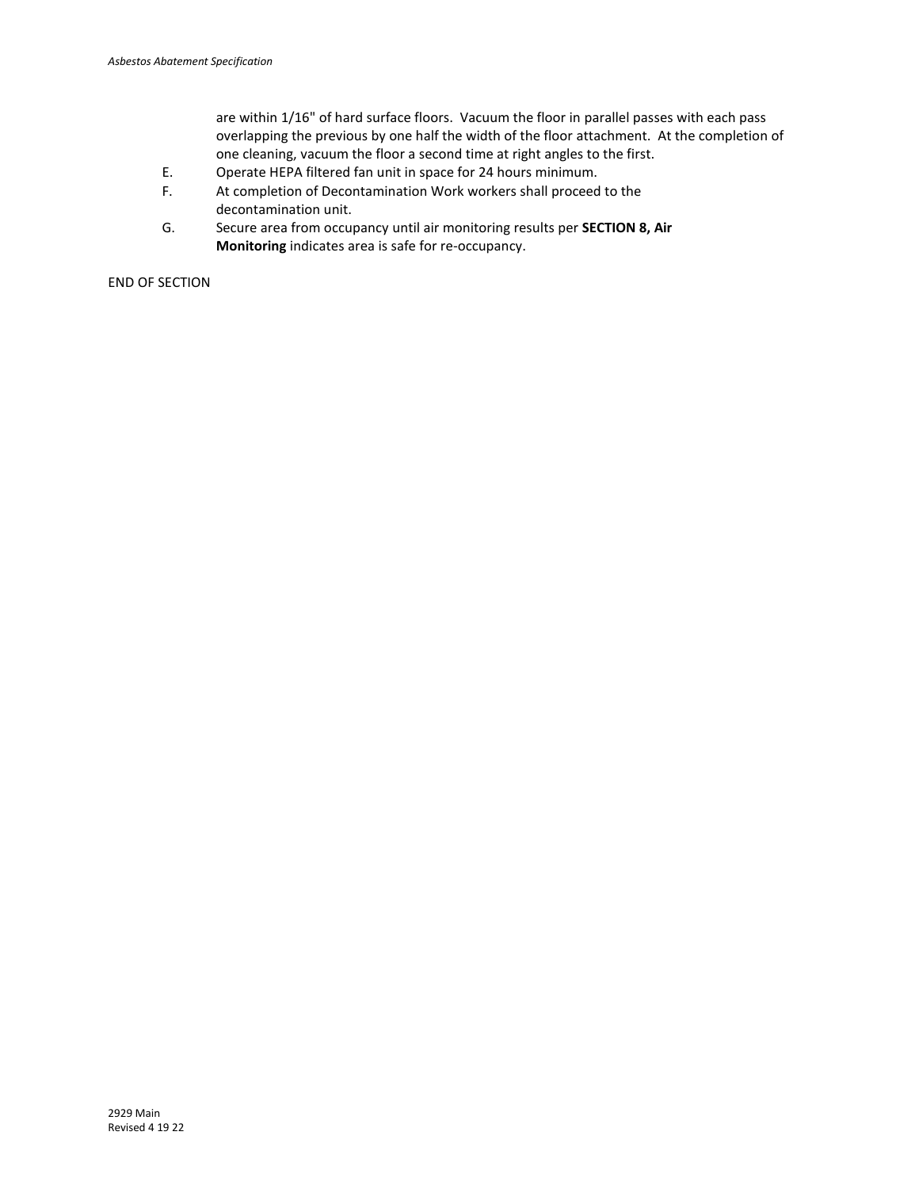are within 1/16" of hard surface floors. Vacuum the floor in parallel passes with each pass overlapping the previous by one half the width of the floor attachment. At the completion of one cleaning, vacuum the floor a second time at right angles to the first.

E. Operate HEPA filtered fan unit in space for 24 hours minimum.

F. At completion of Decontamination Work workers shall proceed to the decontamination unit.

G. Secure area from occupancy until air monitoring results per **SECTION 8, Air Monitoring** indicates area is safe for re-occupancy.

END OF SECTION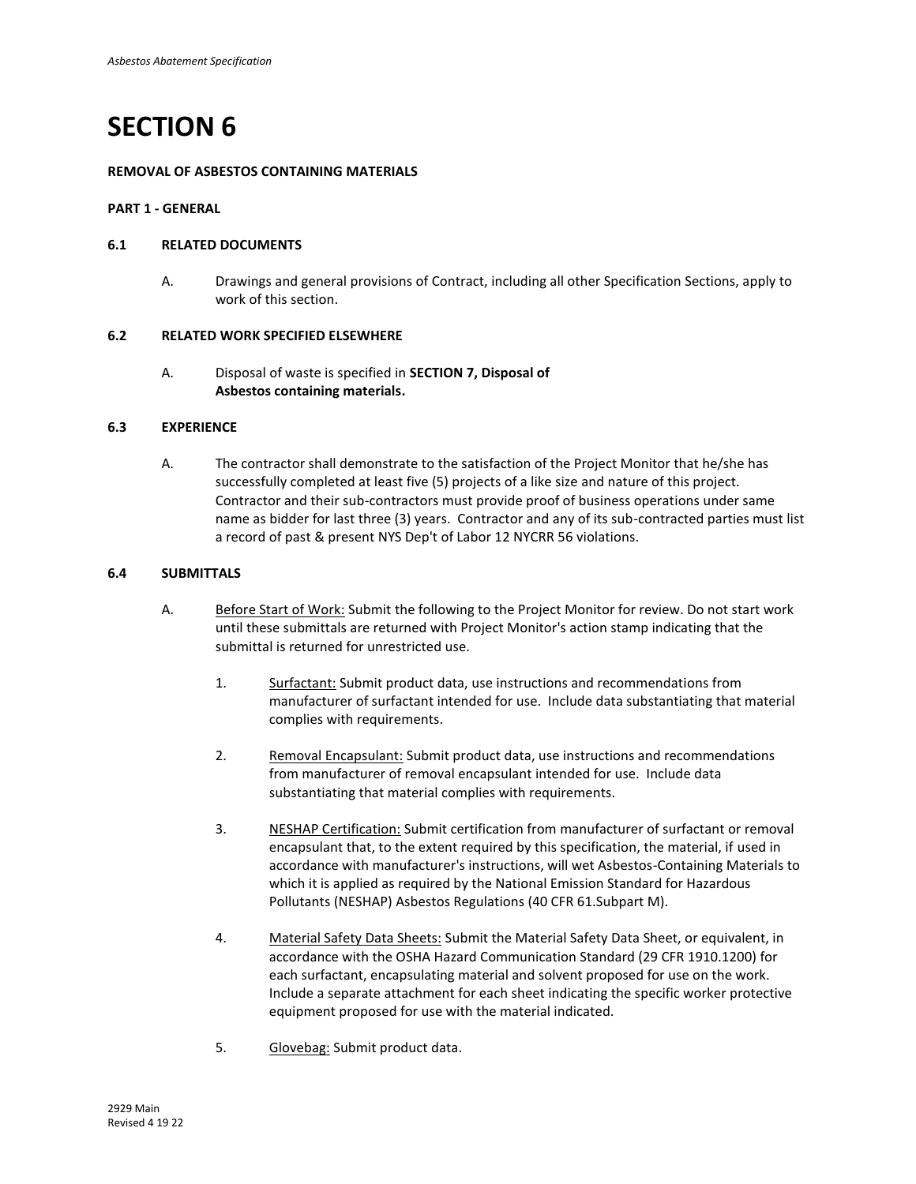# SECTION 6

**REMOVAL OF ASBESTOS CONTAINING MATERIALS**

**PART 1 - GENERAL**

**6.1 RELATED DOCUMENTS**

A. Drawings and general provisions of Contract, including all other Specification Sections, apply to work of this section.

**6.2 RELATED WORK SPECIFIED ELSEWHERE**

A. Disposal of waste is specified in **SECTION 7, Disposal of Asbestos containing materials.**

**6.3 EXPERIENCE**

A. The contractor shall demonstrate to the satisfaction of the Project Monitor that he/she has successfully completed at least five (5) projects of a like size and nature of this project. Contractor and their sub-contractors must provide proof of business operations under same name as bidder for last three (3) years. Contractor and any of its sub-contracted parties must list a record of past & present NYS Dep't of Labor 12 NYCRR 56 violations.

**6.4 SUBMITTALS**

A. Before Start of Work: Submit the following to the Project Monitor for review. Do not start work until these submittals are returned with Project Monitor's action stamp indicating that the submittal is returned for unrestricted use.

1. Surfactant: Submit product data, use instructions and recommendations from manufacturer of surfactant intended for use. Include data substantiating that material complies with requirements.

2. Removal Encapsulant: Submit product data, use instructions and recommendations from manufacturer of removal encapsulant intended for use. Include data substantiating that material complies with requirements.

3. NESHAP Certification: Submit certification from manufacturer of surfactant or removal encapsulant that, to the extent required by this specification, the material, if used in accordance with manufacturer's instructions, will wet Asbestos-Containing Materials to which it is applied as required by the National Emission Standard for Hazardous Pollutants (NESHAP) Asbestos Regulations (40 CFR 61.Subpart M).

4. Material Safety Data Sheets: Submit the Material Safety Data Sheet, or equivalent, in accordance with the OSHA Hazard Communication Standard (29 CFR 1910.1200) for each surfactant, encapsulating material and solvent proposed for use on the work. Include a separate attachment for each sheet indicating the specific worker protective equipment proposed for use with the material indicated.

5. Glovebag: Submit product data.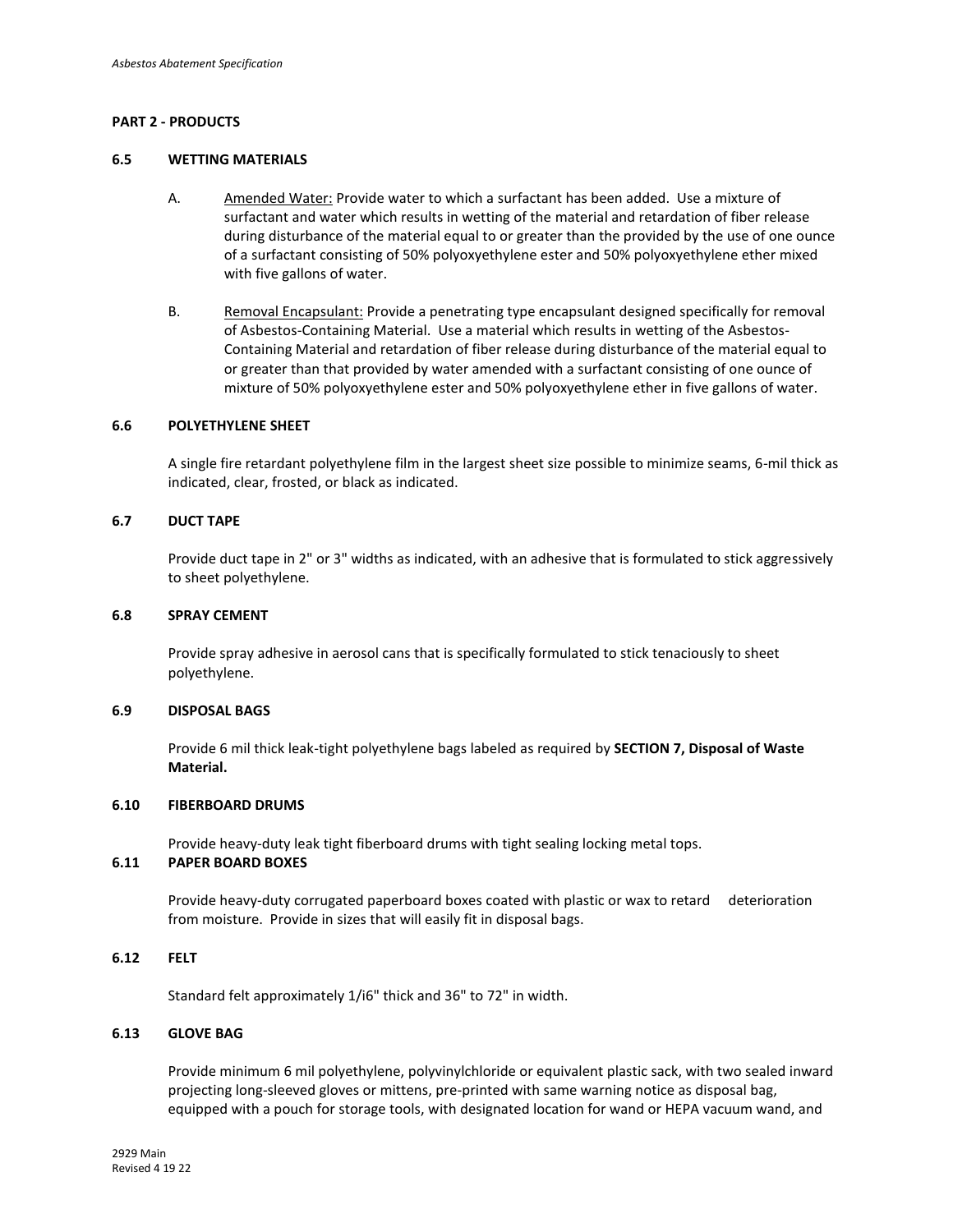## PART 2 - PRODUCTS

### 6.5 WETTING MATERIALS

A. Amended Water: Provide water to which a surfactant has been added. Use a mixture of surfactant and water which results in wetting of the material and retardation of fiber release during disturbance of the material equal to or greater than the provided by the use of one ounce of a surfactant consisting of 50% polyoxyethylene ester and 50% polyoxyethylene ether mixed with five gallons of water.

B. Removal Encapsulant: Provide a penetrating type encapsulant designed specifically for removal of Asbestos-Containing Material. Use a material which results in wetting of the Asbestos-Containing Material and retardation of fiber release during disturbance of the material equal to or greater than that provided by water amended with a surfactant consisting of one ounce of mixture of 50% polyoxyethylene ester and 50% polyoxyethylene ether in five gallons of water.

### 6.6 POLYETHYLENE SHEET

A single fire retardant polyethylene film in the largest sheet size possible to minimize seams, 6-mil thick as indicated, clear, frosted, or black as indicated.

### 6.7 DUCT TAPE

Provide duct tape in 2" or 3" widths as indicated, with an adhesive that is formulated to stick aggressively to sheet polyethylene.

### 6.8 SPRAY CEMENT

Provide spray adhesive in aerosol cans that is specifically formulated to stick tenaciously to sheet polyethylene.

### 6.9 DISPOSAL BAGS

Provide 6 mil thick leak-tight polyethylene bags labeled as required by **SECTION 7, Disposal of Waste Material.**

### 6.10 FIBERBOARD DRUMS

Provide heavy-duty leak tight fiberboard drums with tight sealing locking metal tops.

### 6.11 PAPER BOARD BOXES

Provide heavy-duty corrugated paperboard boxes coated with plastic or wax to retard deterioration from moisture. Provide in sizes that will easily fit in disposal bags.

### 6.12 FELT

Standard felt approximately 1/i6" thick and 36" to 72" in width.

### 6.13 GLOVE BAG

Provide minimum 6 mil polyethylene, polyvinylchloride or equivalent plastic sack, with two sealed inward projecting long-sleeved gloves or mittens, pre-printed with same warning notice as disposal bag, equipped with a pouch for storage tools, with designated location for wand or HEPA vacuum wand, and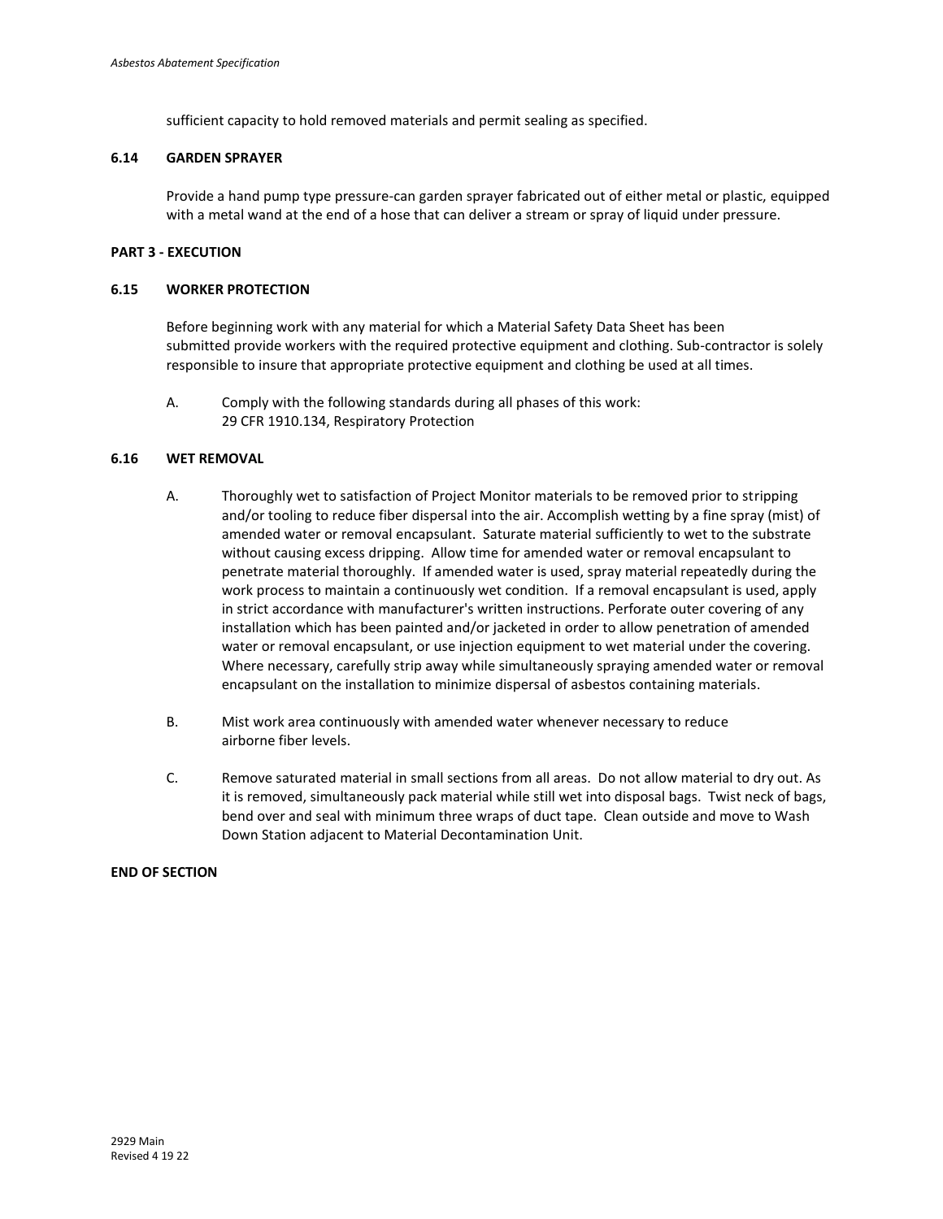sufficient capacity to hold removed materials and permit sealing as specified.

### 6.14 GARDEN SPRAYER

Provide a hand pump type pressure-can garden sprayer fabricated out of either metal or plastic, equipped with a metal wand at the end of a hose that can deliver a stream or spray of liquid under pressure.

## PART 3 - EXECUTION

### 6.15 WORKER PROTECTION

Before beginning work with any material for which a Material Safety Data Sheet has been submitted provide workers with the required protective equipment and clothing. Sub-contractor is solely responsible to insure that appropriate protective equipment and clothing be used at all times.

A. Comply with the following standards during all phases of this work:
29 CFR 1910.134, Respiratory Protection

### 6.16 WET REMOVAL

A. Thoroughly wet to satisfaction of Project Monitor materials to be removed prior to stripping and/or tooling to reduce fiber dispersal into the air. Accomplish wetting by a fine spray (mist) of amended water or removal encapsulant. Saturate material sufficiently to wet to the substrate without causing excess dripping. Allow time for amended water or removal encapsulant to penetrate material thoroughly. If amended water is used, spray material repeatedly during the work process to maintain a continuously wet condition. If a removal encapsulant is used, apply in strict accordance with manufacturer's written instructions. Perforate outer covering of any installation which has been painted and/or jacketed in order to allow penetration of amended water or removal encapsulant, or use injection equipment to wet material under the covering. Where necessary, carefully strip away while simultaneously spraying amended water or removal encapsulant on the installation to minimize dispersal of asbestos containing materials.

B. Mist work area continuously with amended water whenever necessary to reduce airborne fiber levels.

C. Remove saturated material in small sections from all areas. Do not allow material to dry out. As it is removed, simultaneously pack material while still wet into disposal bags. Twist neck of bags, bend over and seal with minimum three wraps of duct tape. Clean outside and move to Wash Down Station adjacent to Material Decontamination Unit.

**END OF SECTION**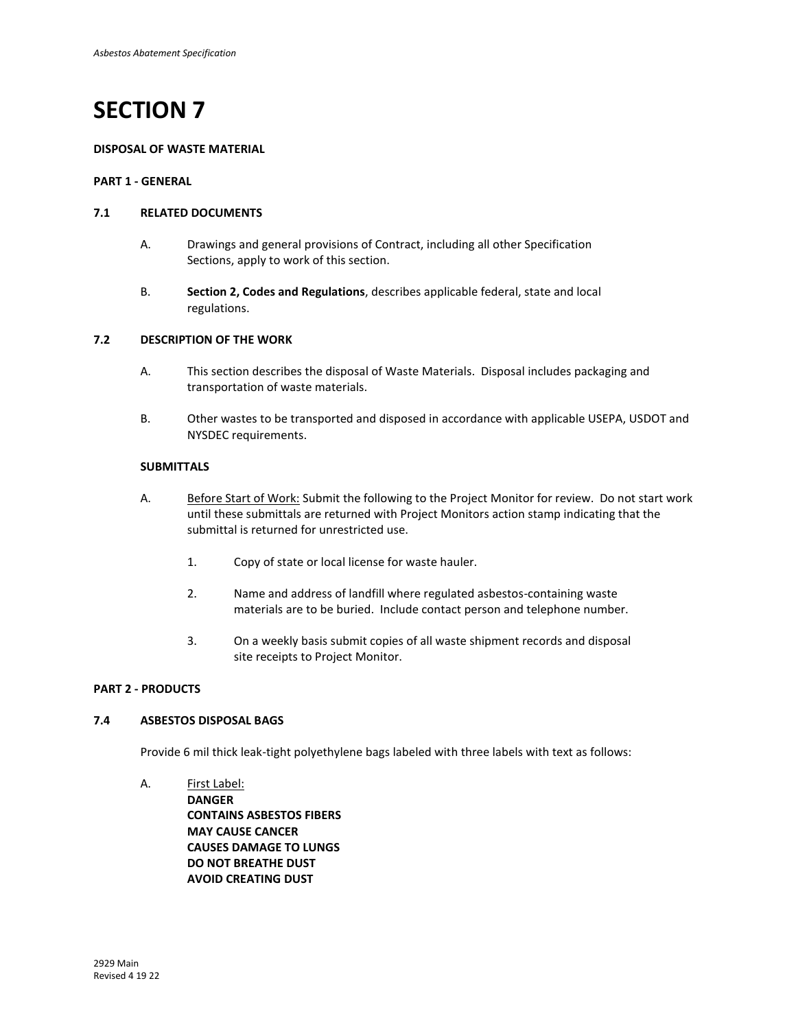# SECTION 7

**DISPOSAL OF WASTE MATERIAL**

**PART 1 - GENERAL**

## 7.1 RELATED DOCUMENTS

A. Drawings and general provisions of Contract, including all other Specification Sections, apply to work of this section.

B. **Section 2, Codes and Regulations**, describes applicable federal, state and local regulations.

## 7.2 DESCRIPTION OF THE WORK

A. This section describes the disposal of Waste Materials. Disposal includes packaging and transportation of waste materials.

B. Other wastes to be transported and disposed in accordance with applicable USEPA, USDOT and NYSDEC requirements.

## SUBMITTALS

A. Before Start of Work: Submit the following to the Project Monitor for review. Do not start work until these submittals are returned with Project Monitors action stamp indicating that the submittal is returned for unrestricted use.

1. Copy of state or local license for waste hauler.

2. Name and address of landfill where regulated asbestos-containing waste materials are to be buried. Include contact person and telephone number.

3. On a weekly basis submit copies of all waste shipment records and disposal site receipts to Project Monitor.

**PART 2 - PRODUCTS**

## 7.4 ASBESTOS DISPOSAL BAGS

Provide 6 mil thick leak-tight polyethylene bags labeled with three labels with text as follows:

A. First Label:
**DANGER**
**CONTAINS ASBESTOS FIBERS**
**MAY CAUSE CANCER**
**CAUSES DAMAGE TO LUNGS**
**DO NOT BREATHE DUST**
**AVOID CREATING DUST**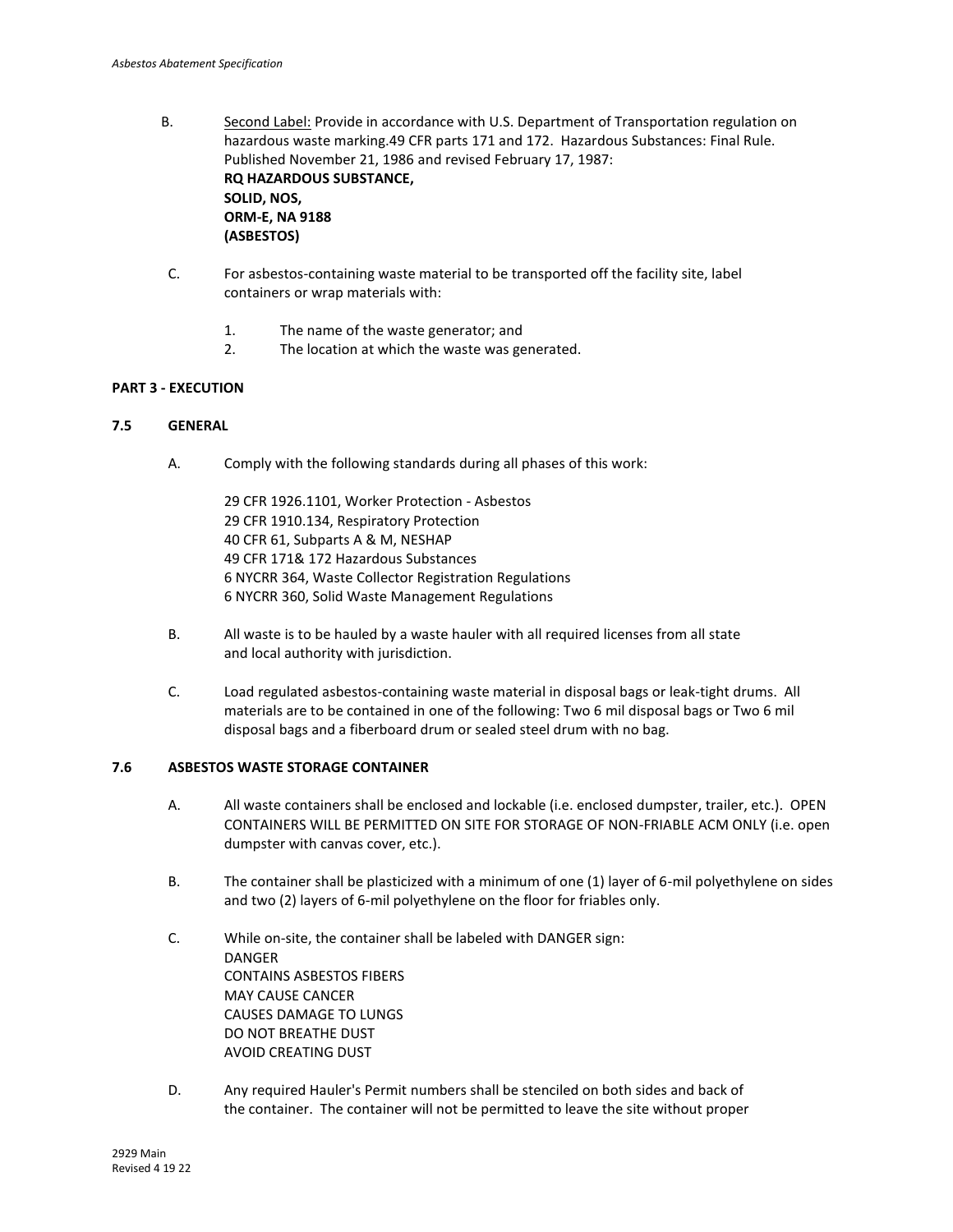B. Second Label: Provide in accordance with U.S. Department of Transportation regulation on hazardous waste marking.49 CFR parts 171 and 172. Hazardous Substances: Final Rule. Published November 21, 1986 and revised February 17, 1987:
**RQ HAZARDOUS SUBSTANCE,**
**SOLID, NOS,**
**ORM-E, NA 9188**
**(ASBESTOS)**

C. For asbestos-containing waste material to be transported off the facility site, label containers or wrap materials with:

1. The name of the waste generator; and
2. The location at which the waste was generated.

**PART 3 - EXECUTION**

**7.5 GENERAL**

A. Comply with the following standards during all phases of this work:

29 CFR 1926.1101, Worker Protection - Asbestos
29 CFR 1910.134, Respiratory Protection
40 CFR 61, Subparts A & M, NESHAP
49 CFR 171& 172 Hazardous Substances
6 NYCRR 364, Waste Collector Registration Regulations
6 NYCRR 360, Solid Waste Management Regulations

B. All waste is to be hauled by a waste hauler with all required licenses from all state and local authority with jurisdiction.

C. Load regulated asbestos-containing waste material in disposal bags or leak-tight drums. All materials are to be contained in one of the following: Two 6 mil disposal bags or Two 6 mil disposal bags and a fiberboard drum or sealed steel drum with no bag.

**7.6 ASBESTOS WASTE STORAGE CONTAINER**

A. All waste containers shall be enclosed and lockable (i.e. enclosed dumpster, trailer, etc.). OPEN CONTAINERS WILL BE PERMITTED ON SITE FOR STORAGE OF NON-FRIABLE ACM ONLY (i.e. open dumpster with canvas cover, etc.).

B. The container shall be plasticized with a minimum of one (1) layer of 6-mil polyethylene on sides and two (2) layers of 6-mil polyethylene on the floor for friables only.

C. While on-site, the container shall be labeled with DANGER sign:
DANGER
CONTAINS ASBESTOS FIBERS
MAY CAUSE CANCER
CAUSES DAMAGE TO LUNGS
DO NOT BREATHE DUST
AVOID CREATING DUST

D. Any required Hauler's Permit numbers shall be stenciled on both sides and back of the container. The container will not be permitted to leave the site without proper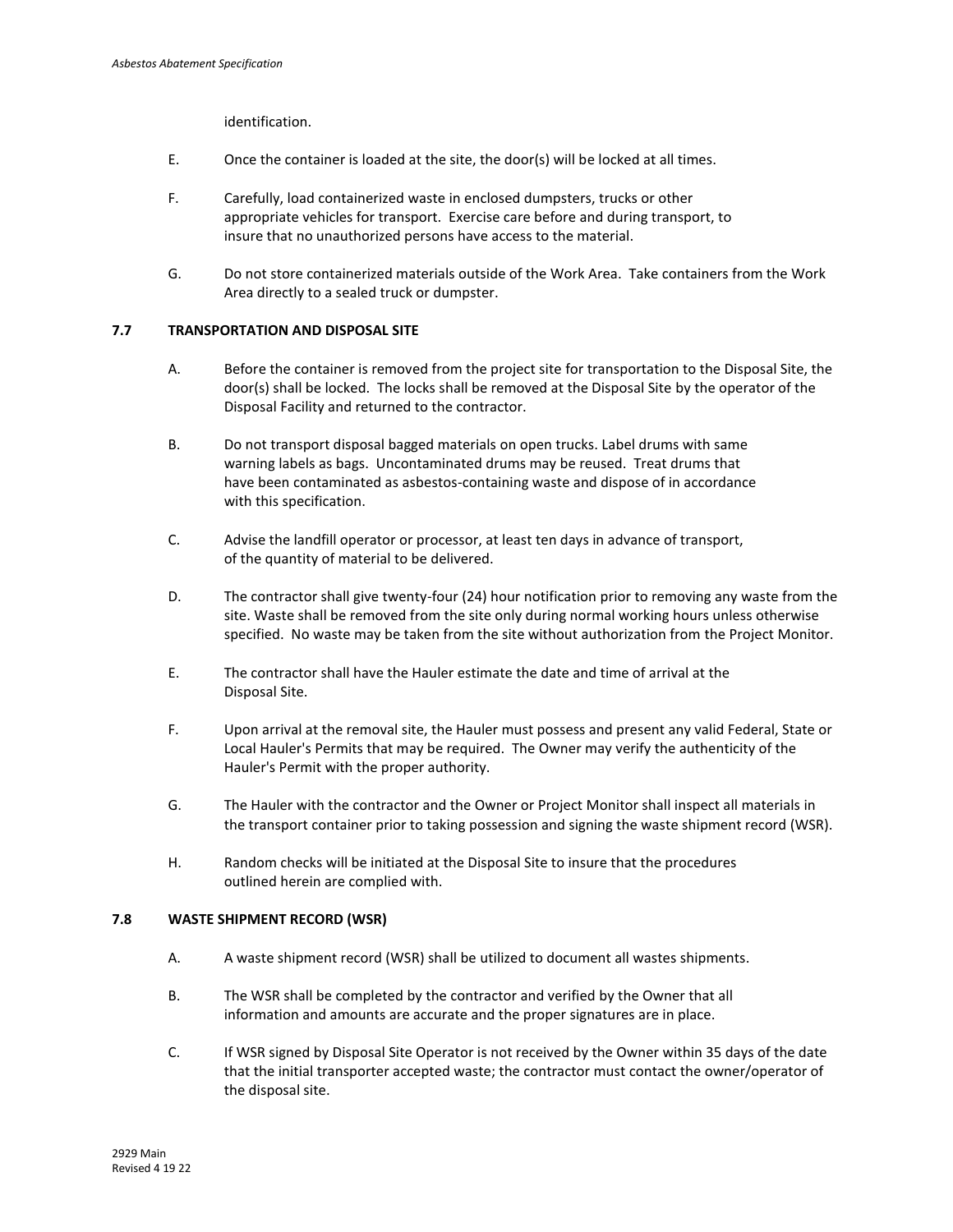identification.

E. Once the container is loaded at the site, the door(s) will be locked at all times.

F. Carefully, load containerized waste in enclosed dumpsters, trucks or other appropriate vehicles for transport. Exercise care before and during transport, to insure that no unauthorized persons have access to the material.

G. Do not store containerized materials outside of the Work Area. Take containers from the Work Area directly to a sealed truck or dumpster.

### 7.7 TRANSPORTATION AND DISPOSAL SITE

A. Before the container is removed from the project site for transportation to the Disposal Site, the door(s) shall be locked. The locks shall be removed at the Disposal Site by the operator of the Disposal Facility and returned to the contractor.

B. Do not transport disposal bagged materials on open trucks. Label drums with same warning labels as bags. Uncontaminated drums may be reused. Treat drums that have been contaminated as asbestos-containing waste and dispose of in accordance with this specification.

C. Advise the landfill operator or processor, at least ten days in advance of transport, of the quantity of material to be delivered.

D. The contractor shall give twenty-four (24) hour notification prior to removing any waste from the site. Waste shall be removed from the site only during normal working hours unless otherwise specified. No waste may be taken from the site without authorization from the Project Monitor.

E. The contractor shall have the Hauler estimate the date and time of arrival at the Disposal Site.

F. Upon arrival at the removal site, the Hauler must possess and present any valid Federal, State or Local Hauler's Permits that may be required. The Owner may verify the authenticity of the Hauler's Permit with the proper authority.

G. The Hauler with the contractor and the Owner or Project Monitor shall inspect all materials in the transport container prior to taking possession and signing the waste shipment record (WSR).

H. Random checks will be initiated at the Disposal Site to insure that the procedures outlined herein are complied with.

### 7.8 WASTE SHIPMENT RECORD (WSR)

A. A waste shipment record (WSR) shall be utilized to document all wastes shipments.

B. The WSR shall be completed by the contractor and verified by the Owner that all information and amounts are accurate and the proper signatures are in place.

C. If WSR signed by Disposal Site Operator is not received by the Owner within 35 days of the date that the initial transporter accepted waste; the contractor must contact the owner/operator of the disposal site.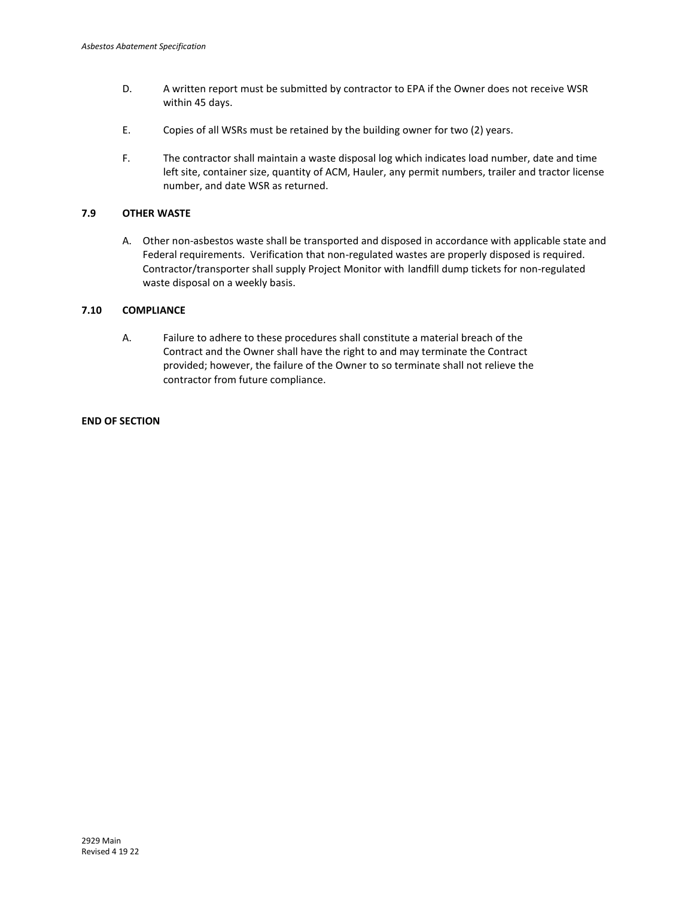D. A written report must be submitted by contractor to EPA if the Owner does not receive WSR within 45 days.

E. Copies of all WSRs must be retained by the building owner for two (2) years.

F. The contractor shall maintain a waste disposal log which indicates load number, date and time left site, container size, quantity of ACM, Hauler, any permit numbers, trailer and tractor license number, and date WSR as returned.

## 7.9 OTHER WASTE

A. Other non-asbestos waste shall be transported and disposed in accordance with applicable state and Federal requirements. Verification that non-regulated wastes are properly disposed is required. Contractor/transporter shall supply Project Monitor with landfill dump tickets for non-regulated waste disposal on a weekly basis.

## 7.10 COMPLIANCE

A. Failure to adhere to these procedures shall constitute a material breach of the Contract and the Owner shall have the right to and may terminate the Contract provided; however, the failure of the Owner to so terminate shall not relieve the contractor from future compliance.

**END OF SECTION**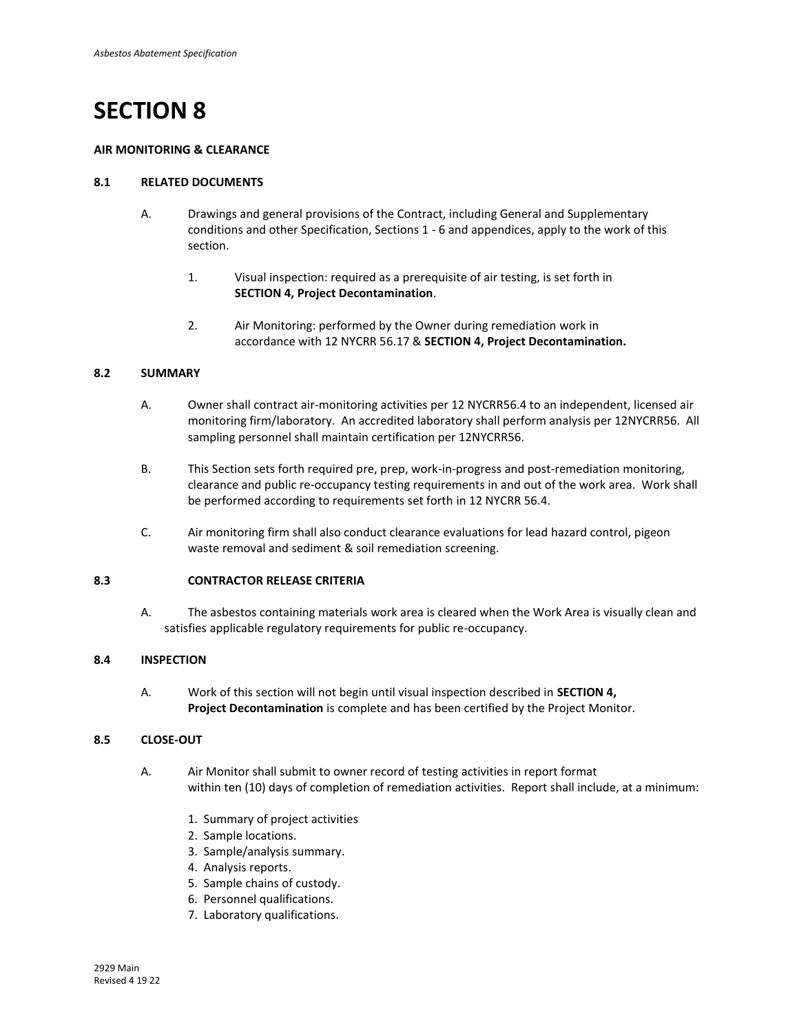# SECTION 8

**AIR MONITORING & CLEARANCE**

**8.1 RELATED DOCUMENTS**

A. Drawings and general provisions of the Contract, including General and Supplementary conditions and other Specification, Sections 1 - 6 and appendices, apply to the work of this section.

1. Visual inspection: required as a prerequisite of air testing, is set forth in **SECTION 4, Project Decontamination**.

2. Air Monitoring: performed by the Owner during remediation work in accordance with 12 NYCRR 56.17 & **SECTION 4, Project Decontamination.**

**8.2 SUMMARY**

A. Owner shall contract air-monitoring activities per 12 NYCRR56.4 to an independent, licensed air monitoring firm/laboratory. An accredited laboratory shall perform analysis per 12NYCRR56. All sampling personnel shall maintain certification per 12NYCRR56.

B. This Section sets forth required pre, prep, work-in-progress and post-remediation monitoring, clearance and public re-occupancy testing requirements in and out of the work area. Work shall be performed according to requirements set forth in 12 NYCRR 56.4.

C. Air monitoring firm shall also conduct clearance evaluations for lead hazard control, pigeon waste removal and sediment & soil remediation screening.

**8.3 CONTRACTOR RELEASE CRITERIA**

A. The asbestos containing materials work area is cleared when the Work Area is visually clean and satisfies applicable regulatory requirements for public re-occupancy.

**8.4 INSPECTION**

A. Work of this section will not begin until visual inspection described in **SECTION 4, Project Decontamination** is complete and has been certified by the Project Monitor.

**8.5 CLOSE-OUT**

A. Air Monitor shall submit to owner record of testing activities in report format within ten (10) days of completion of remediation activities. Report shall include, at a minimum:

1. Summary of project activities
2. Sample locations.
3. Sample/analysis summary.
4. Analysis reports.
5. Sample chains of custody.
6. Personnel qualifications.
7. Laboratory qualifications.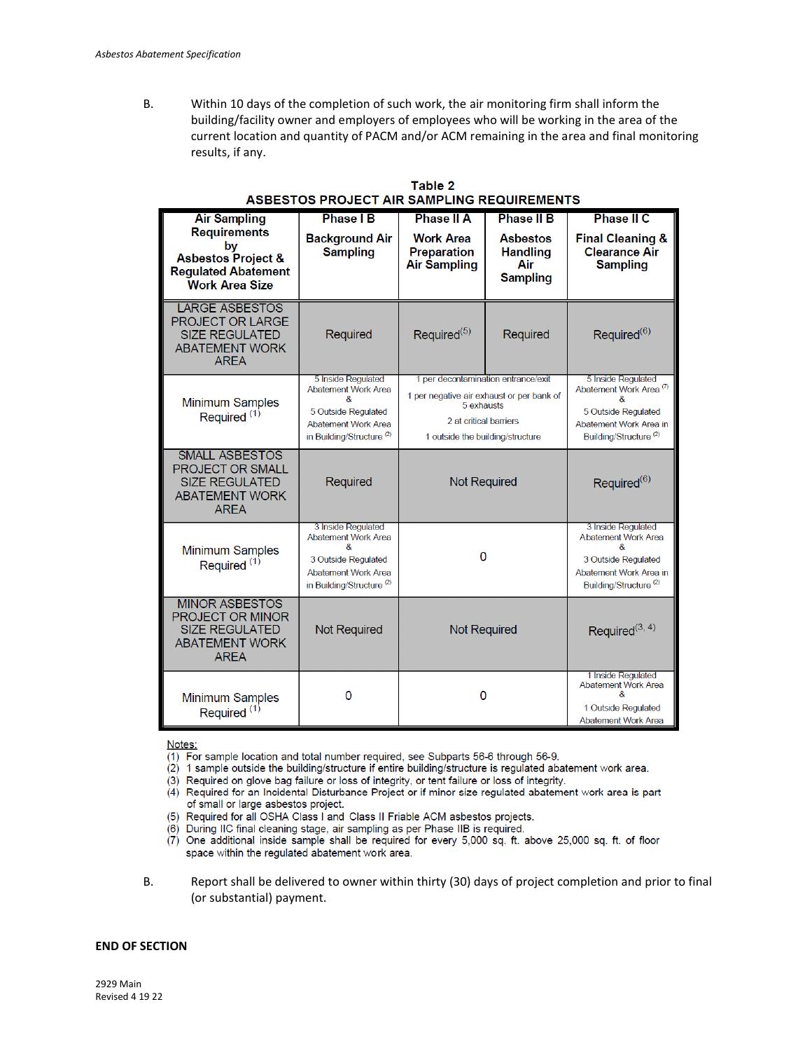B. Within 10 days of the completion of such work, the air monitoring firm shall inform the building/facility owner and employers of employees who will be working in the area of the current location and quantity of PACM and/or ACM remaining in the area and final monitoring results, if any.

**Table 2**
**ASBESTOS PROJECT AIR SAMPLING REQUIREMENTS**

| Air Sampling Requirements by Asbestos Project & Regulated Abatement Work Area Size | Phase I B Background Air Sampling | Phase II A Work Area Preparation Air Sampling | Phase II B Asbestos Handling Air Sampling | Phase II C Final Cleaning & Clearance Air Sampling |
|---|---|---|---|---|
| LARGE ASBESTOS PROJECT OR LARGE SIZE REGULATED ABATEMENT WORK AREA | Required | Required(5) | Required | Required(6) |
| Minimum Samples Required (1) | 5 Inside Regulated Abatement Work Area & 5 Outside Regulated Abatement Work Area in Building/Structure (2) | 1 per decontamination entrance/exit; 1 per negative air exhaust or per bank of 5 exhausts; 2 at critical barriers; 1 outside the building/structure | | 5 Inside Regulated Abatement Work Area (7) & 5 Outside Regulated Abatement Work Area in Building/Structure (2) |
| SMALL ASBESTOS PROJECT OR SMALL SIZE REGULATED ABATEMENT WORK AREA | Required | Not Required | | Required(6) |
| Minimum Samples Required (1) | 3 Inside Regulated Abatement Work Area & 3 Outside Regulated Abatement Work Area in Building/Structure (2) | 0 | | 3 Inside Regulated Abatement Work Area & 3 Outside Regulated Abatement Work Area in Building/Structure (2) |
| MINOR ASBESTOS PROJECT OR MINOR SIZE REGULATED ABATEMENT WORK AREA | Not Required | Not Required | | Required(3, 4) |
| Minimum Samples Required (1) | 0 | 0 | | 1 Inside Regulated Abatement Work Area & 1 Outside Regulated Abatement Work Area |

Notes:
(1) For sample location and total number required, see Subparts 56-6 through 56-9.
(2) 1 sample outside the building/structure if entire building/structure is regulated abatement work area.
(3) Required on glove bag failure or loss of integrity, or tent failure or loss of integrity.
(4) Required for an Incidental Disturbance Project or if minor size regulated abatement work area is part of small or large asbestos project.
(5) Required for all OSHA Class I and Class II Friable ACM asbestos projects.
(6) During IIC final cleaning stage, air sampling as per Phase IIB is required.
(7) One additional inside sample shall be required for every 5,000 sq. ft. above 25,000 sq. ft. of floor space within the regulated abatement work area.

B. Report shall be delivered to owner within thirty (30) days of project completion and prior to final (or substantial) payment.

**END OF SECTION**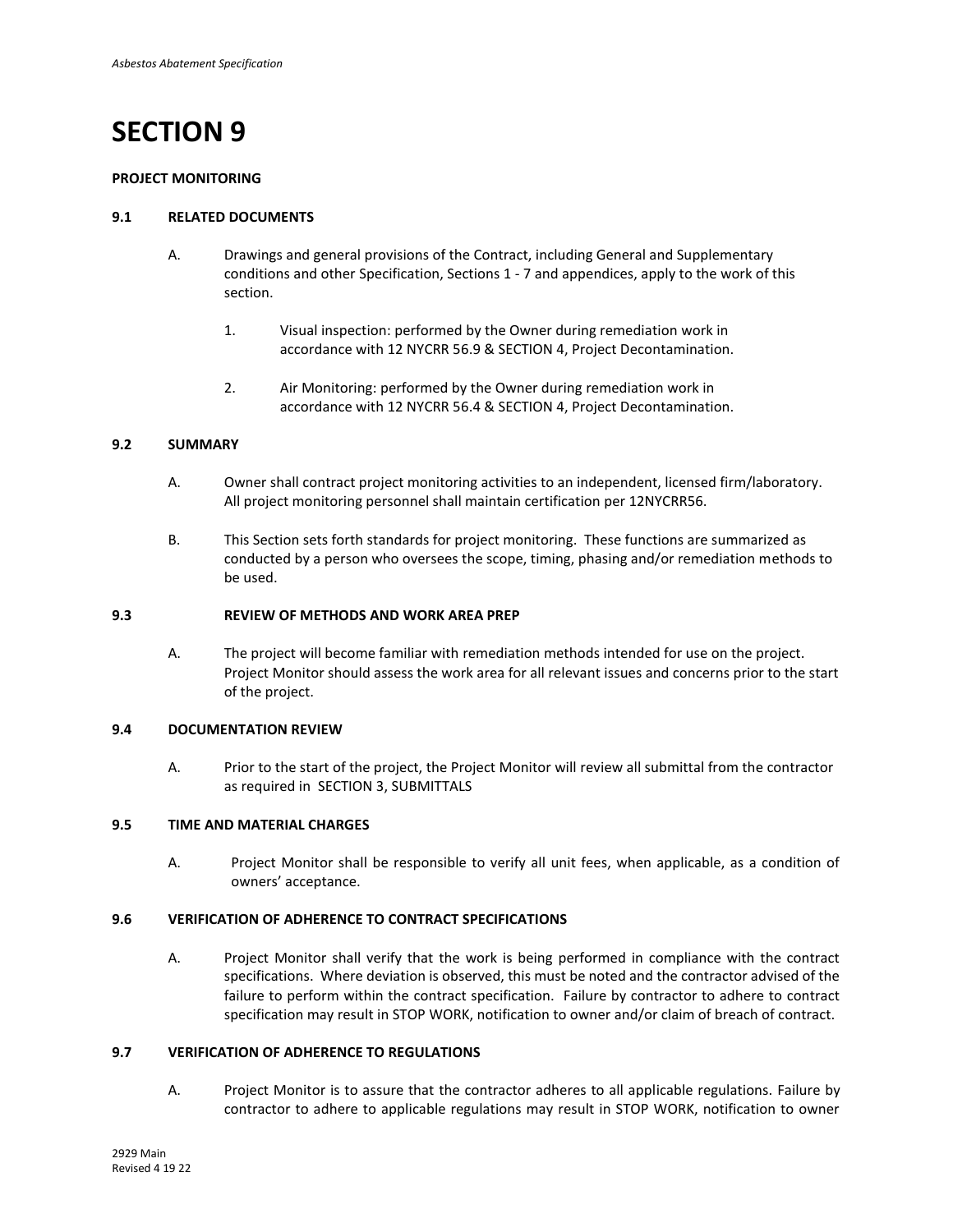# SECTION 9

**PROJECT MONITORING**

### 9.1 RELATED DOCUMENTS

A. Drawings and general provisions of the Contract, including General and Supplementary conditions and other Specification, Sections 1 - 7 and appendices, apply to the work of this section.

1. Visual inspection: performed by the Owner during remediation work in accordance with 12 NYCRR 56.9 & SECTION 4, Project Decontamination.

2. Air Monitoring: performed by the Owner during remediation work in accordance with 12 NYCRR 56.4 & SECTION 4, Project Decontamination.

### 9.2 SUMMARY

A. Owner shall contract project monitoring activities to an independent, licensed firm/laboratory. All project monitoring personnel shall maintain certification per 12NYCRR56.

B. This Section sets forth standards for project monitoring. These functions are summarized as conducted by a person who oversees the scope, timing, phasing and/or remediation methods to be used.

### 9.3 REVIEW OF METHODS AND WORK AREA PREP

A. The project will become familiar with remediation methods intended for use on the project. Project Monitor should assess the work area for all relevant issues and concerns prior to the start of the project.

### 9.4 DOCUMENTATION REVIEW

A. Prior to the start of the project, the Project Monitor will review all submittal from the contractor as required in SECTION 3, SUBMITTALS

### 9.5 TIME AND MATERIAL CHARGES

A. Project Monitor shall be responsible to verify all unit fees, when applicable, as a condition of owners' acceptance.

### 9.6 VERIFICATION OF ADHERENCE TO CONTRACT SPECIFICATIONS

A. Project Monitor shall verify that the work is being performed in compliance with the contract specifications. Where deviation is observed, this must be noted and the contractor advised of the failure to perform within the contract specification. Failure by contractor to adhere to contract specification may result in STOP WORK, notification to owner and/or claim of breach of contract.

### 9.7 VERIFICATION OF ADHERENCE TO REGULATIONS

A. Project Monitor is to assure that the contractor adheres to all applicable regulations. Failure by contractor to adhere to applicable regulations may result in STOP WORK, notification to owner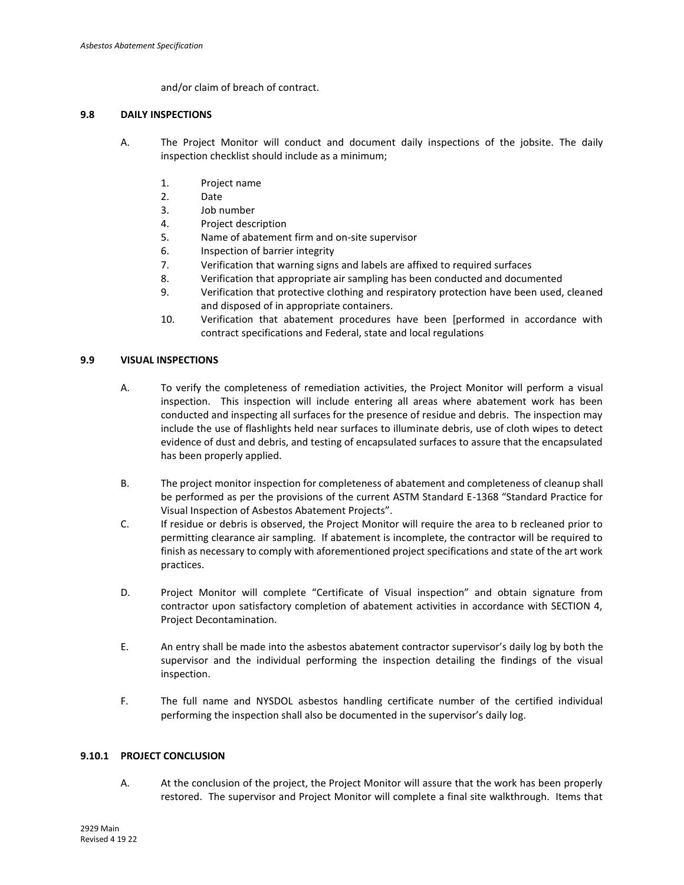and/or claim of breach of contract.

### 9.8 DAILY INSPECTIONS

A. The Project Monitor will conduct and document daily inspections of the jobsite. The daily inspection checklist should include as a minimum;

1. Project name
2. Date
3. Job number
4. Project description
5. Name of abatement firm and on-site supervisor
6. Inspection of barrier integrity
7. Verification that warning signs and labels are affixed to required surfaces
8. Verification that appropriate air sampling has been conducted and documented
9. Verification that protective clothing and respiratory protection have been used, cleaned and disposed of in appropriate containers.
10. Verification that abatement procedures have been [performed in accordance with contract specifications and Federal, state and local regulations

### 9.9 VISUAL INSPECTIONS

A. To verify the completeness of remediation activities, the Project Monitor will perform a visual inspection. This inspection will include entering all areas where abatement work has been conducted and inspecting all surfaces for the presence of residue and debris. The inspection may include the use of flashlights held near surfaces to illuminate debris, use of cloth wipes to detect evidence of dust and debris, and testing of encapsulated surfaces to assure that the encapsulated has been properly applied.

B. The project monitor inspection for completeness of abatement and completeness of cleanup shall be performed as per the provisions of the current ASTM Standard E-1368 "Standard Practice for Visual Inspection of Asbestos Abatement Projects".

C. If residue or debris is observed, the Project Monitor will require the area to b recleaned prior to permitting clearance air sampling. If abatement is incomplete, the contractor will be required to finish as necessary to comply with aforementioned project specifications and state of the art work practices.

D. Project Monitor will complete "Certificate of Visual inspection" and obtain signature from contractor upon satisfactory completion of abatement activities in accordance with SECTION 4, Project Decontamination.

E. An entry shall be made into the asbestos abatement contractor supervisor's daily log by both the supervisor and the individual performing the inspection detailing the findings of the visual inspection.

F. The full name and NYSDOL asbestos handling certificate number of the certified individual performing the inspection shall also be documented in the supervisor's daily log.

### 9.10.1 PROJECT CONCLUSION

A. At the conclusion of the project, the Project Monitor will assure that the work has been properly restored. The supervisor and Project Monitor will complete a final site walkthrough. Items that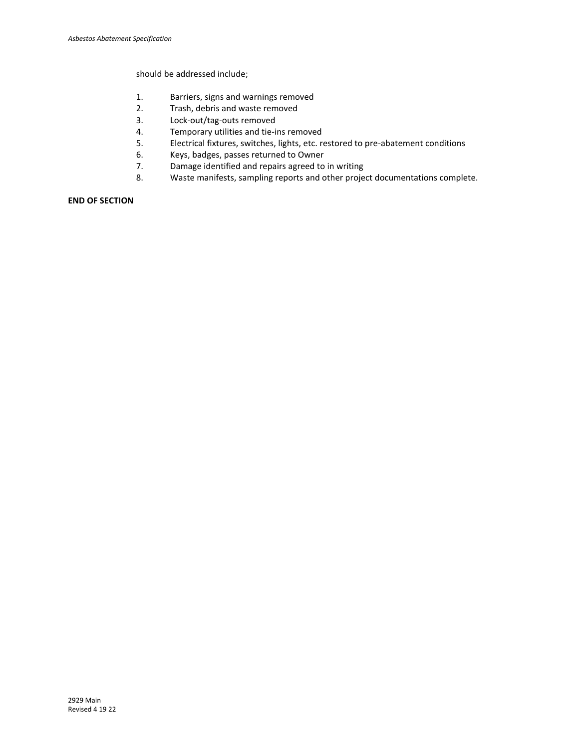should be addressed include;

1. Barriers, signs and warnings removed
2. Trash, debris and waste removed
3. Lock-out/tag-outs removed
4. Temporary utilities and tie-ins removed
5. Electrical fixtures, switches, lights, etc. restored to pre-abatement conditions
6. Keys, badges, passes returned to Owner
7. Damage identified and repairs agreed to in writing
8. Waste manifests, sampling reports and other project documentations complete.

**END OF SECTION**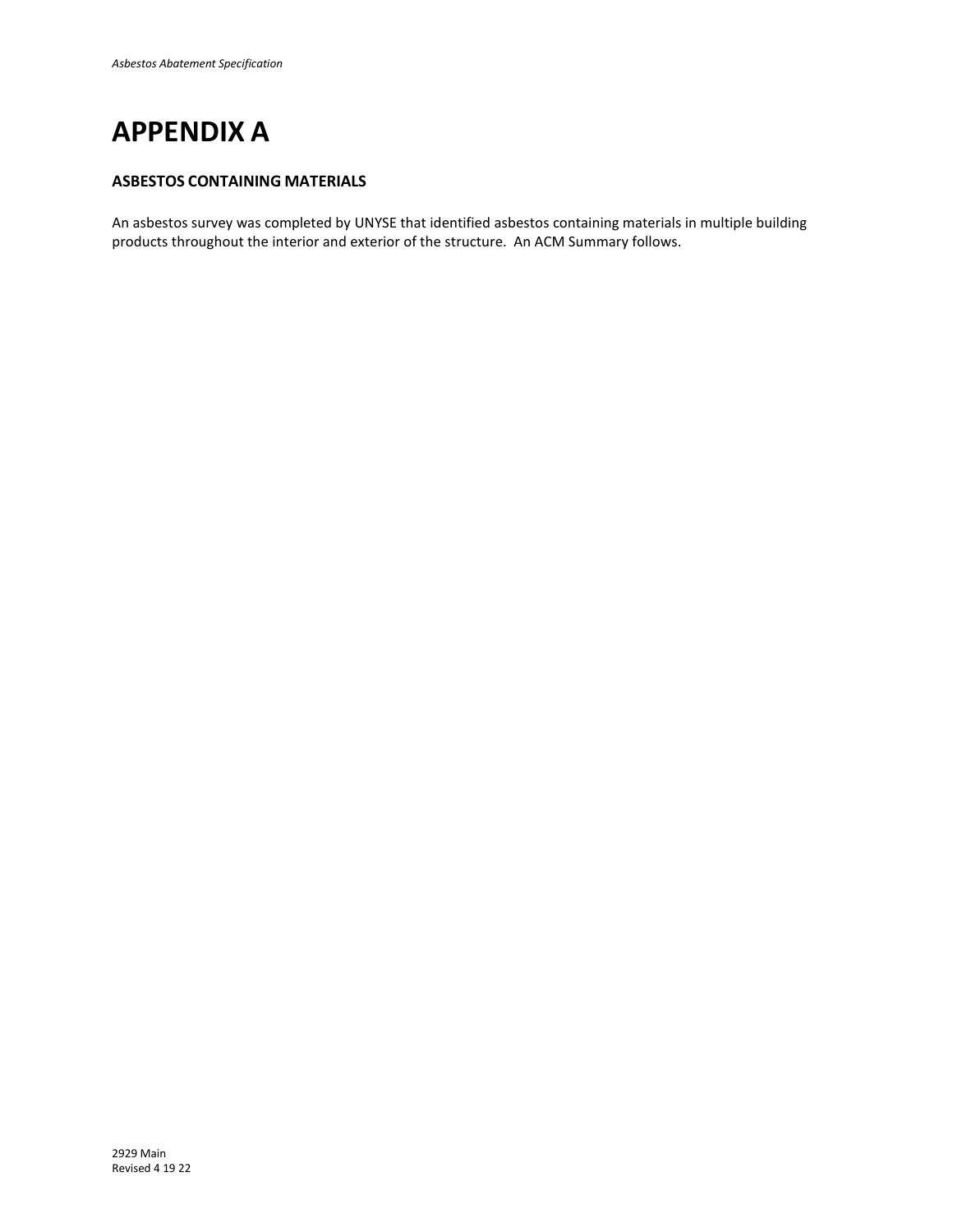# APPENDIX A

### ASBESTOS CONTAINING MATERIALS

An asbestos survey was completed by UNYSE that identified asbestos containing materials in multiple building products throughout the interior and exterior of the structure. An ACM Summary follows.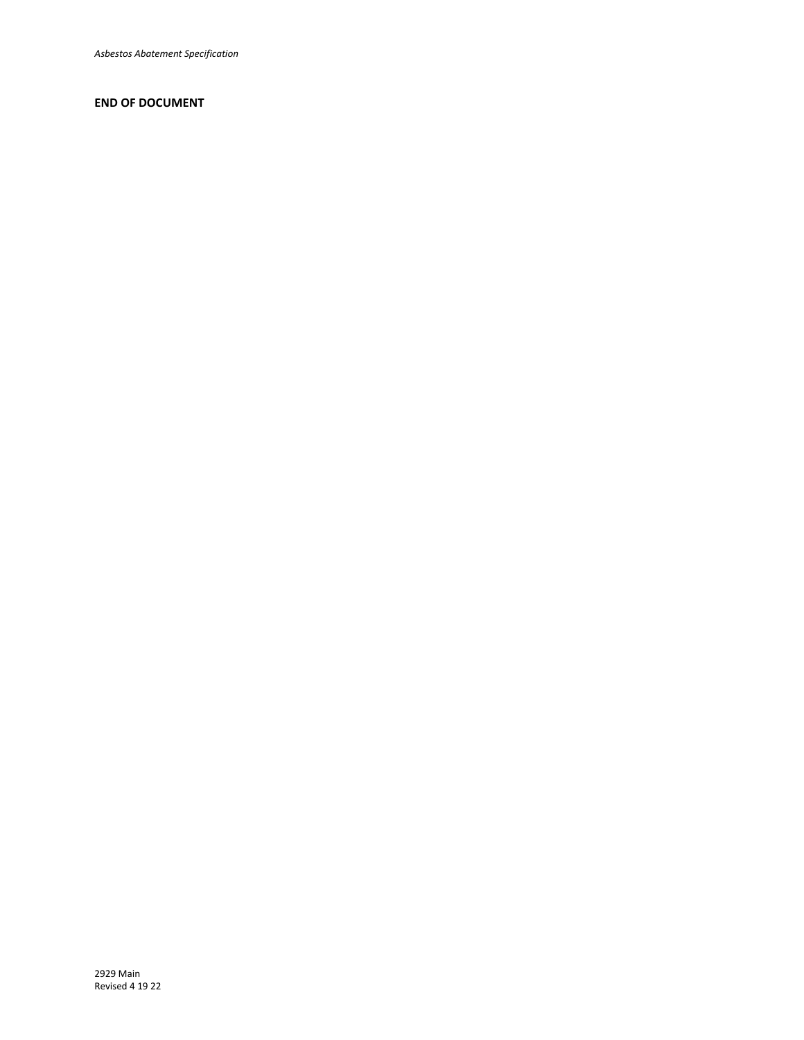**END OF DOCUMENT**